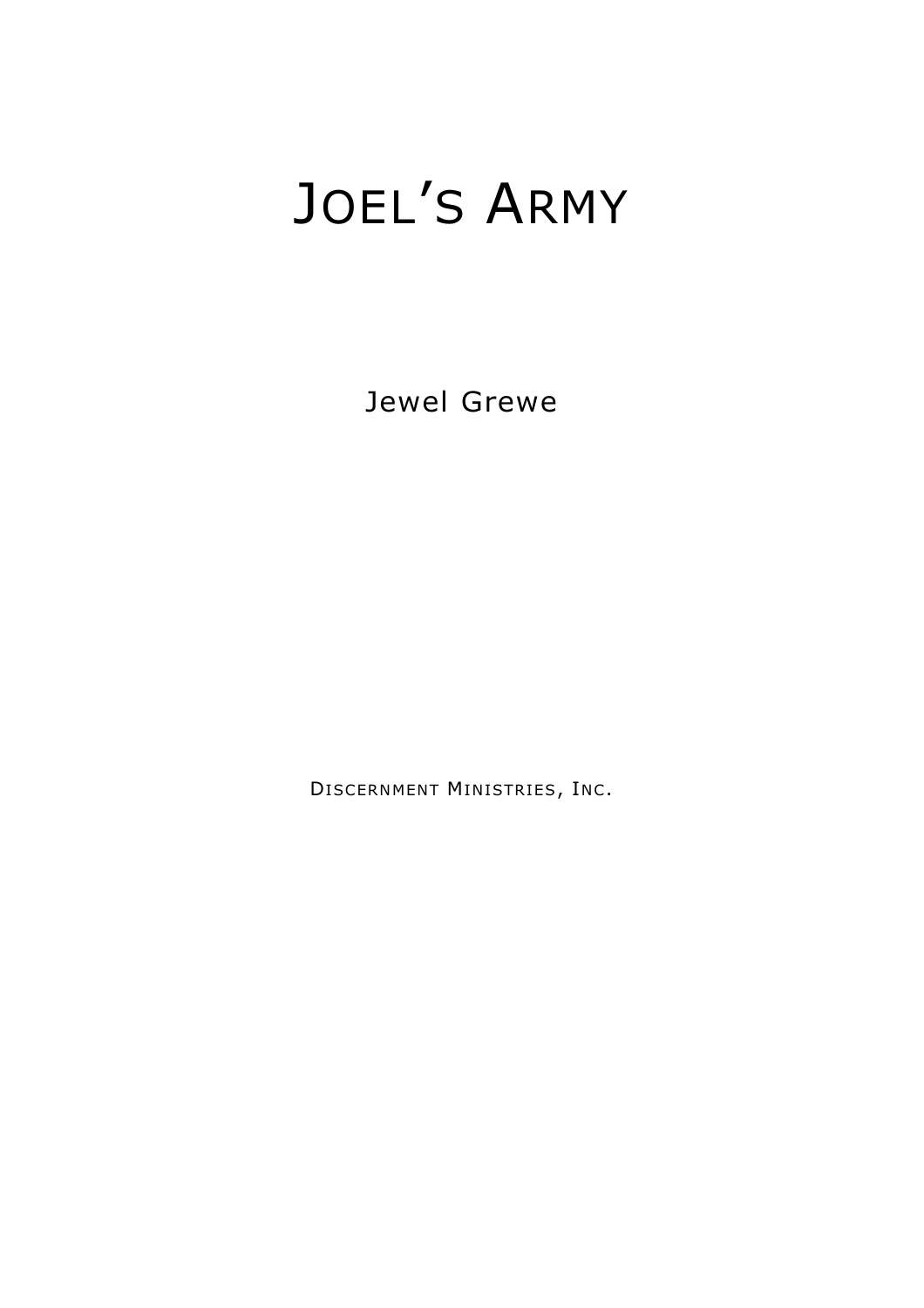# Joel's Army

Jewel Grewe

Discernment Ministries, Inc.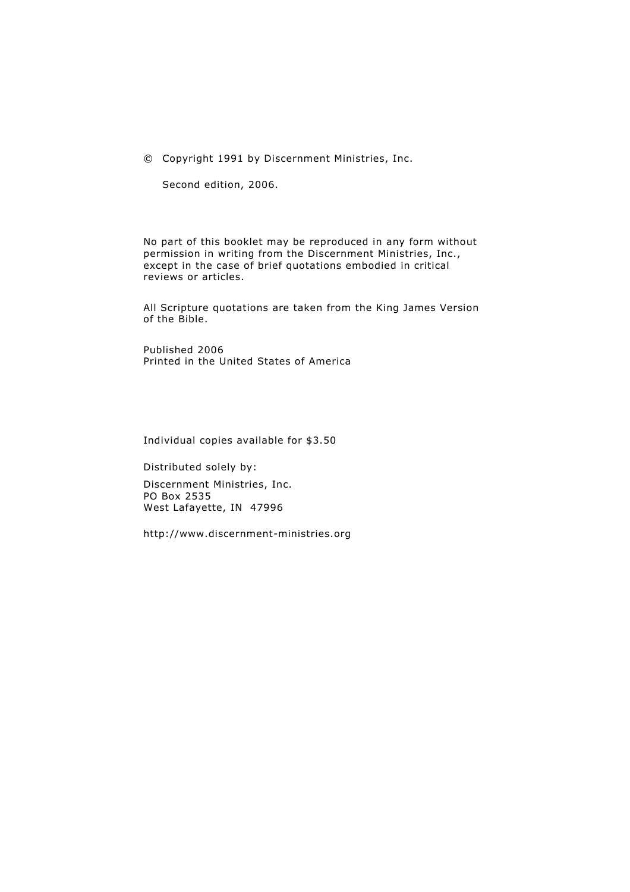© Copyright 1991 by Discernment Ministries, Inc.

Second edition, 2006.

No part of this booklet may be reproduced in any form without permission in writing from the Discernment Ministries, Inc., except in the case of brief quotations embodied in critical reviews or articles.

All Scripture quotations are taken from the King James Version of the Bible.

Published 2006
Printed in the United States of America

Individual copies available for $3.50

Distributed solely by:

Discernment Ministries, Inc.
PO Box 2535
West Lafayette, IN 47996

http://www.discernment-ministries.org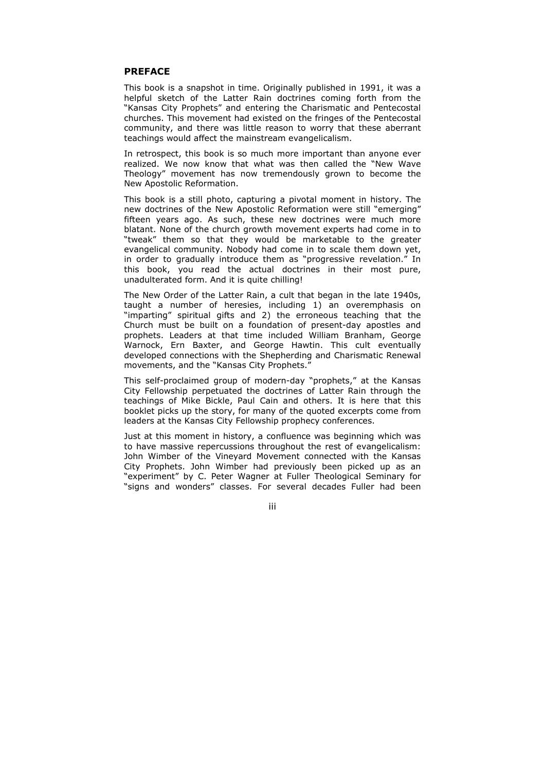## PREFACE

This book is a snapshot in time. Originally published in 1991, it was a helpful sketch of the Latter Rain doctrines coming forth from the "Kansas City Prophets" and entering the Charismatic and Pentecostal churches. This movement had existed on the fringes of the Pentecostal community, and there was little reason to worry that these aberrant teachings would affect the mainstream evangelicalism.

In retrospect, this book is so much more important than anyone ever realized. We now know that what was then called the "New Wave Theology" movement has now tremendously grown to become the New Apostolic Reformation.

This book is a still photo, capturing a pivotal moment in history. The new doctrines of the New Apostolic Reformation were still "emerging" fifteen years ago. As such, these new doctrines were much more blatant. None of the church growth movement experts had come in to "tweak" them so that they would be marketable to the greater evangelical community. Nobody had come in to scale them down yet, in order to gradually introduce them as "progressive revelation." In this book, you read the actual doctrines in their most pure, unadulterated form. And it is quite chilling!

The New Order of the Latter Rain, a cult that began in the late 1940s, taught a number of heresies, including 1) an overemphasis on "imparting" spiritual gifts and 2) the erroneous teaching that the Church must be built on a foundation of present-day apostles and prophets. Leaders at that time included William Branham, George Warnock, Ern Baxter, and George Hawtin. This cult eventually developed connections with the Shepherding and Charismatic Renewal movements, and the "Kansas City Prophets."

This self-proclaimed group of modern-day "prophets," at the Kansas City Fellowship perpetuated the doctrines of Latter Rain through the teachings of Mike Bickle, Paul Cain and others. It is here that this booklet picks up the story, for many of the quoted excerpts come from leaders at the Kansas City Fellowship prophecy conferences.

Just at this moment in history, a confluence was beginning which was to have massive repercussions throughout the rest of evangelicalism: John Wimber of the Vineyard Movement connected with the Kansas City Prophets. John Wimber had previously been picked up as an "experiment" by C. Peter Wagner at Fuller Theological Seminary for "signs and wonders" classes. For several decades Fuller had been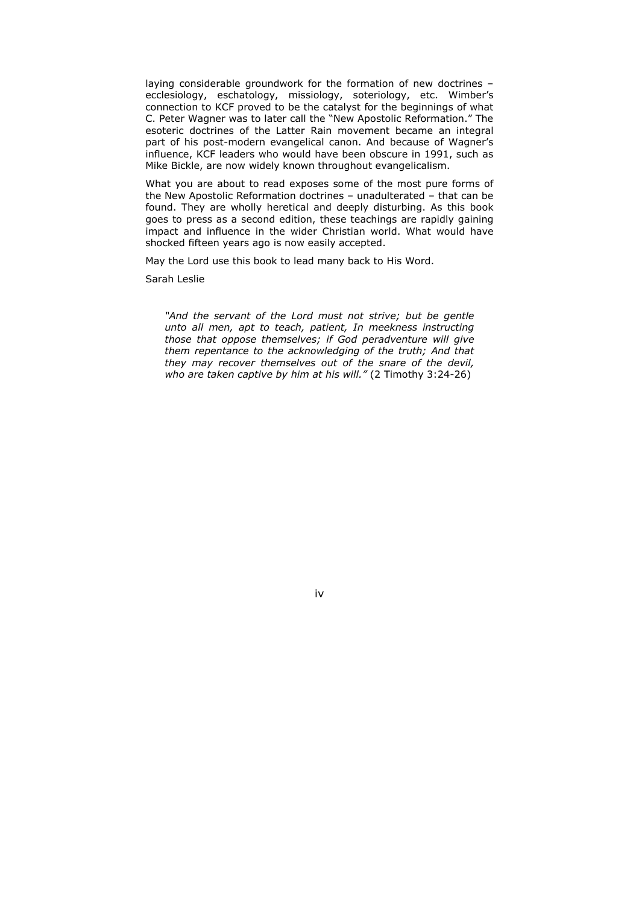laying considerable groundwork for the formation of new doctrines – ecclesiology, eschatology, missiology, soteriology, etc. Wimber's connection to KCF proved to be the catalyst for the beginnings of what C. Peter Wagner was to later call the "New Apostolic Reformation." The esoteric doctrines of the Latter Rain movement became an integral part of his post-modern evangelical canon. And because of Wagner's influence, KCF leaders who would have been obscure in 1991, such as Mike Bickle, are now widely known throughout evangelicalism.

What you are about to read exposes some of the most pure forms of the New Apostolic Reformation doctrines – unadulterated – that can be found. They are wholly heretical and deeply disturbing. As this book goes to press as a second edition, these teachings are rapidly gaining impact and influence in the wider Christian world. What would have shocked fifteen years ago is now easily accepted.

May the Lord use this book to lead many back to His Word.

Sarah Leslie

> *"And the servant of the Lord must not strive; but be gentle unto all men, apt to teach, patient, In meekness instructing those that oppose themselves; if God peradventure will give them repentance to the acknowledging of the truth; And that they may recover themselves out of the snare of the devil, who are taken captive by him at his will."* (2 Timothy 3:24-26)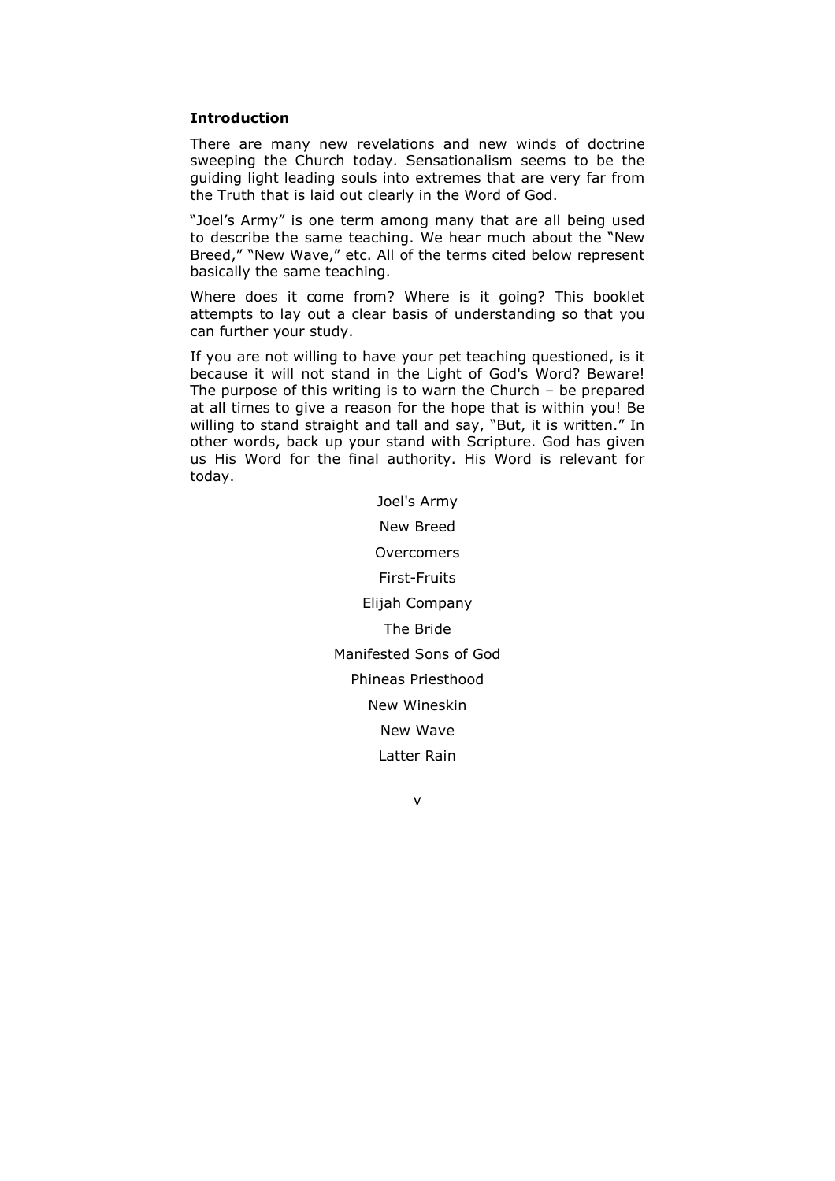**Introduction**

There are many new revelations and new winds of doctrine sweeping the Church today. Sensationalism seems to be the guiding light leading souls into extremes that are very far from the Truth that is laid out clearly in the Word of God.

"Joel's Army" is one term among many that are all being used to describe the same teaching. We hear much about the "New Breed," "New Wave," etc. All of the terms cited below represent basically the same teaching.

Where does it come from? Where is it going? This booklet attempts to lay out a clear basis of understanding so that you can further your study.

If you are not willing to have your pet teaching questioned, is it because it will not stand in the Light of God's Word? Beware! The purpose of this writing is to warn the Church – be prepared at all times to give a reason for the hope that is within you! Be willing to stand straight and tall and say, "But, it is written." In other words, back up your stand with Scripture. God has given us His Word for the final authority. His Word is relevant for today.

Joel's Army

New Breed

Overcomers

First-Fruits

Elijah Company

The Bride

Manifested Sons of God

Phineas Priesthood

New Wineskin

New Wave

Latter Rain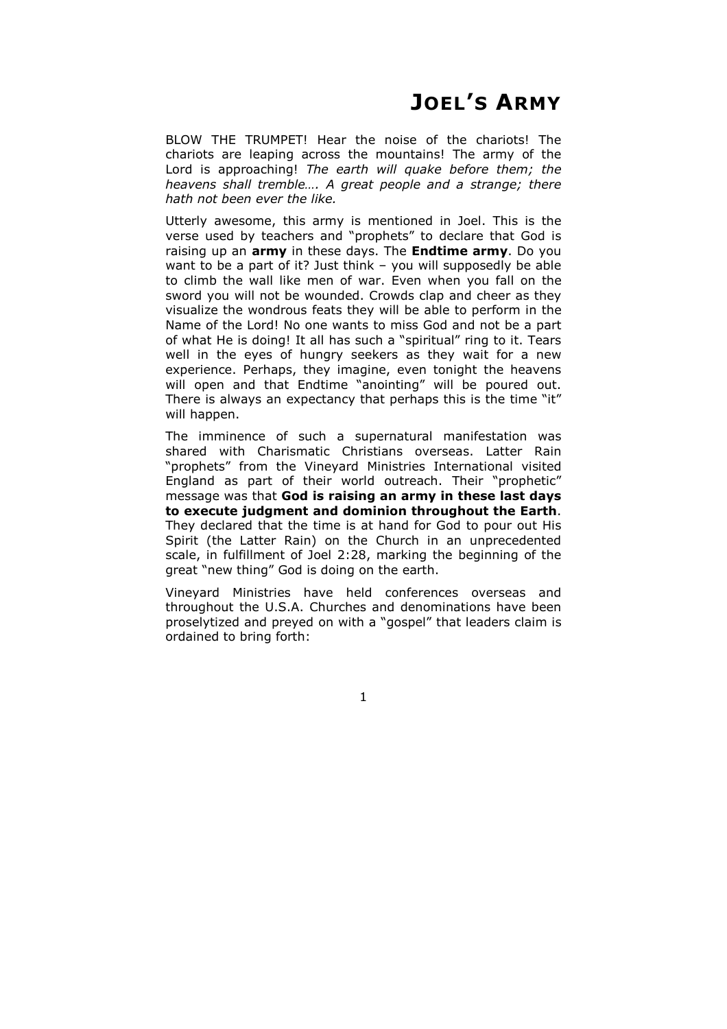# JOEL'S ARMY

BLOW THE TRUMPET! Hear the noise of the chariots! The chariots are leaping across the mountains! The army of the Lord is approaching! *The earth will quake before them; the heavens shall tremble…. A great people and a strange; there hath not been ever the like.*

Utterly awesome, this army is mentioned in Joel. This is the verse used by teachers and "prophets" to declare that God is raising up an **army** in these days. The **Endtime army**. Do you want to be a part of it? Just think – you will supposedly be able to climb the wall like men of war. Even when you fall on the sword you will not be wounded. Crowds clap and cheer as they visualize the wondrous feats they will be able to perform in the Name of the Lord! No one wants to miss God and not be a part of what He is doing! It all has such a "spiritual" ring to it. Tears well in the eyes of hungry seekers as they wait for a new experience. Perhaps, they imagine, even tonight the heavens will open and that Endtime "anointing" will be poured out. There is always an expectancy that perhaps this is the time "it" will happen.

The imminence of such a supernatural manifestation was shared with Charismatic Christians overseas. Latter Rain "prophets" from the Vineyard Ministries International visited England as part of their world outreach. Their "prophetic" message was that **God is raising an army in these last days to execute judgment and dominion throughout the Earth**. They declared that the time is at hand for God to pour out His Spirit (the Latter Rain) on the Church in an unprecedented scale, in fulfillment of Joel 2:28, marking the beginning of the great "new thing" God is doing on the earth.

Vineyard Ministries have held conferences overseas and throughout the U.S.A. Churches and denominations have been proselytized and preyed on with a "gospel" that leaders claim is ordained to bring forth: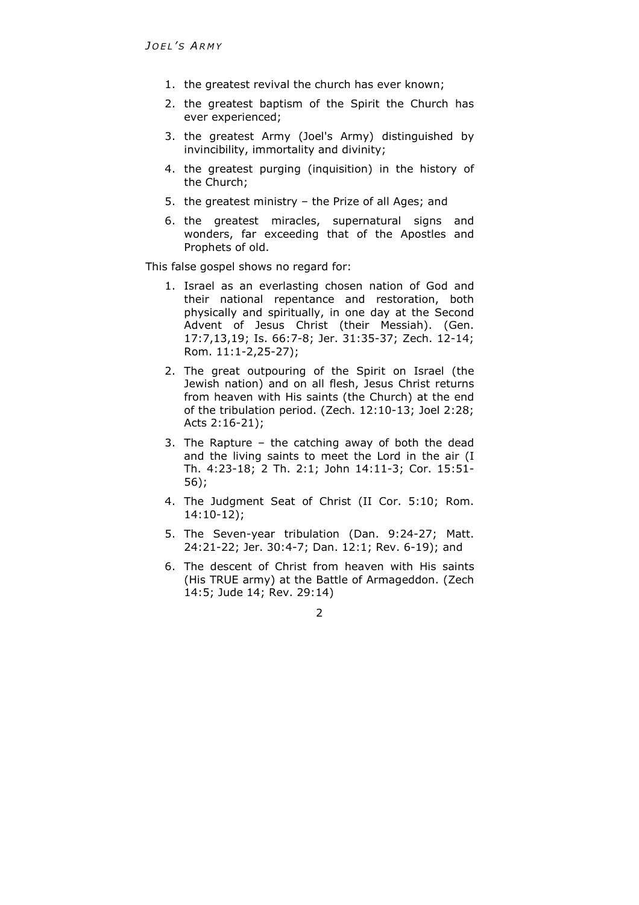1. the greatest revival the church has ever known;
2. the greatest baptism of the Spirit the Church has ever experienced;
3. the greatest Army (Joel's Army) distinguished by invincibility, immortality and divinity;
4. the greatest purging (inquisition) in the history of the Church;
5. the greatest ministry – the Prize of all Ages; and
6. the greatest miracles, supernatural signs and wonders, far exceeding that of the Apostles and Prophets of old.

This false gospel shows no regard for:

1. Israel as an everlasting chosen nation of God and their national repentance and restoration, both physically and spiritually, in one day at the Second Advent of Jesus Christ (their Messiah). (Gen. 17:7,13,19; Is. 66:7-8; Jer. 31:35-37; Zech. 12-14; Rom. 11:1-2,25-27);
2. The great outpouring of the Spirit on Israel (the Jewish nation) and on all flesh, Jesus Christ returns from heaven with His saints (the Church) at the end of the tribulation period. (Zech. 12:10-13; Joel 2:28; Acts 2:16-21);
3. The Rapture – the catching away of both the dead and the living saints to meet the Lord in the air (I Th. 4:23-18; 2 Th. 2:1; John 14:11-3; Cor. 15:51-56);
4. The Judgment Seat of Christ (II Cor. 5:10; Rom. 14:10-12);
5. The Seven-year tribulation (Dan. 9:24-27; Matt. 24:21-22; Jer. 30:4-7; Dan. 12:1; Rev. 6-19); and
6. The descent of Christ from heaven with His saints (His TRUE army) at the Battle of Armageddon. (Zech 14:5; Jude 14; Rev. 29:14)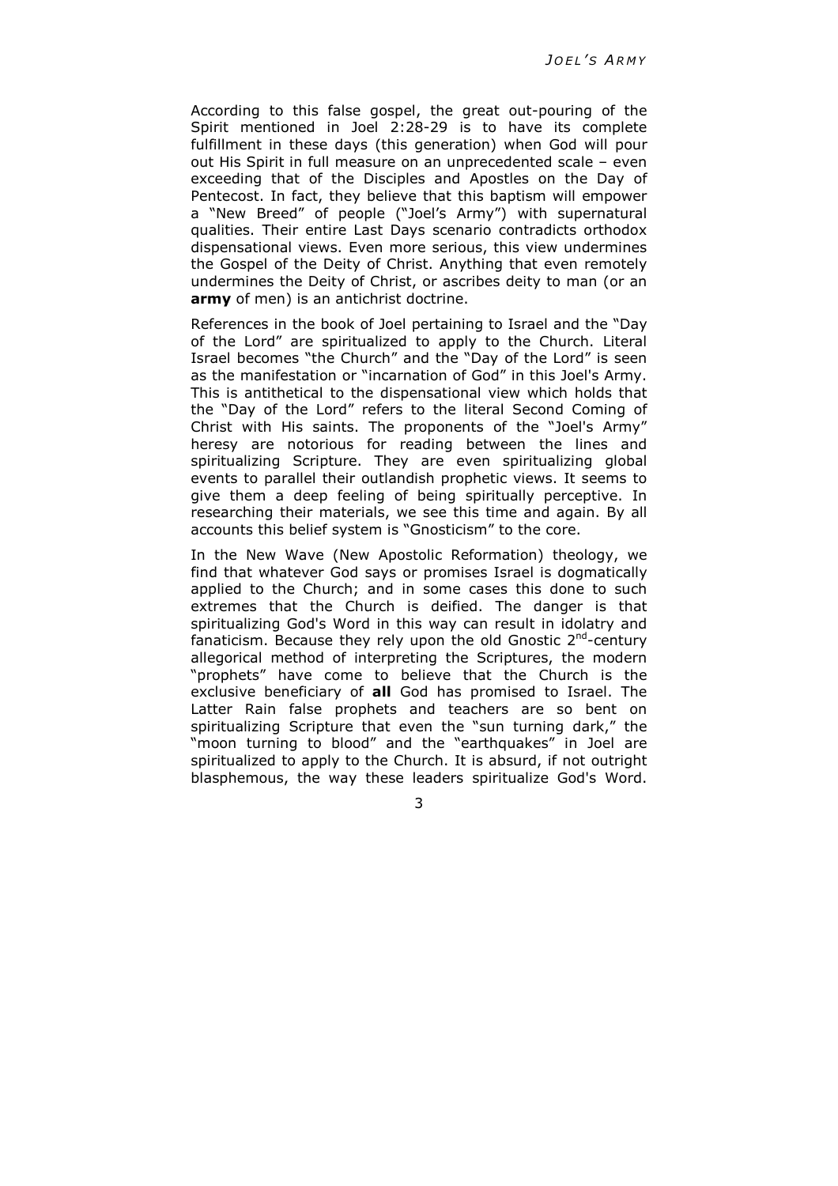According to this false gospel, the great out-pouring of the Spirit mentioned in Joel 2:28-29 is to have its complete fulfillment in these days (this generation) when God will pour out His Spirit in full measure on an unprecedented scale – even exceeding that of the Disciples and Apostles on the Day of Pentecost. In fact, they believe that this baptism will empower a "New Breed" of people ("Joel's Army") with supernatural qualities. Their entire Last Days scenario contradicts orthodox dispensational views. Even more serious, this view undermines the Gospel of the Deity of Christ. Anything that even remotely undermines the Deity of Christ, or ascribes deity to man (or an **army** of men) is an antichrist doctrine.

References in the book of Joel pertaining to Israel and the "Day of the Lord" are spiritualized to apply to the Church. Literal Israel becomes "the Church" and the "Day of the Lord" is seen as the manifestation or "incarnation of God" in this Joel's Army. This is antithetical to the dispensational view which holds that the "Day of the Lord" refers to the literal Second Coming of Christ with His saints. The proponents of the "Joel's Army" heresy are notorious for reading between the lines and spiritualizing Scripture. They are even spiritualizing global events to parallel their outlandish prophetic views. It seems to give them a deep feeling of being spiritually perceptive. In researching their materials, we see this time and again. By all accounts this belief system is "Gnosticism" to the core.

In the New Wave (New Apostolic Reformation) theology, we find that whatever God says or promises Israel is dogmatically applied to the Church; and in some cases this done to such extremes that the Church is deified. The danger is that spiritualizing God's Word in this way can result in idolatry and fanaticism. Because they rely upon the old Gnostic 2nd-century allegorical method of interpreting the Scriptures, the modern "prophets" have come to believe that the Church is the exclusive beneficiary of **all** God has promised to Israel. The Latter Rain false prophets and teachers are so bent on spiritualizing Scripture that even the "sun turning dark," the "moon turning to blood" and the "earthquakes" in Joel are spiritualized to apply to the Church. It is absurd, if not outright blasphemous, the way these leaders spiritualize God's Word.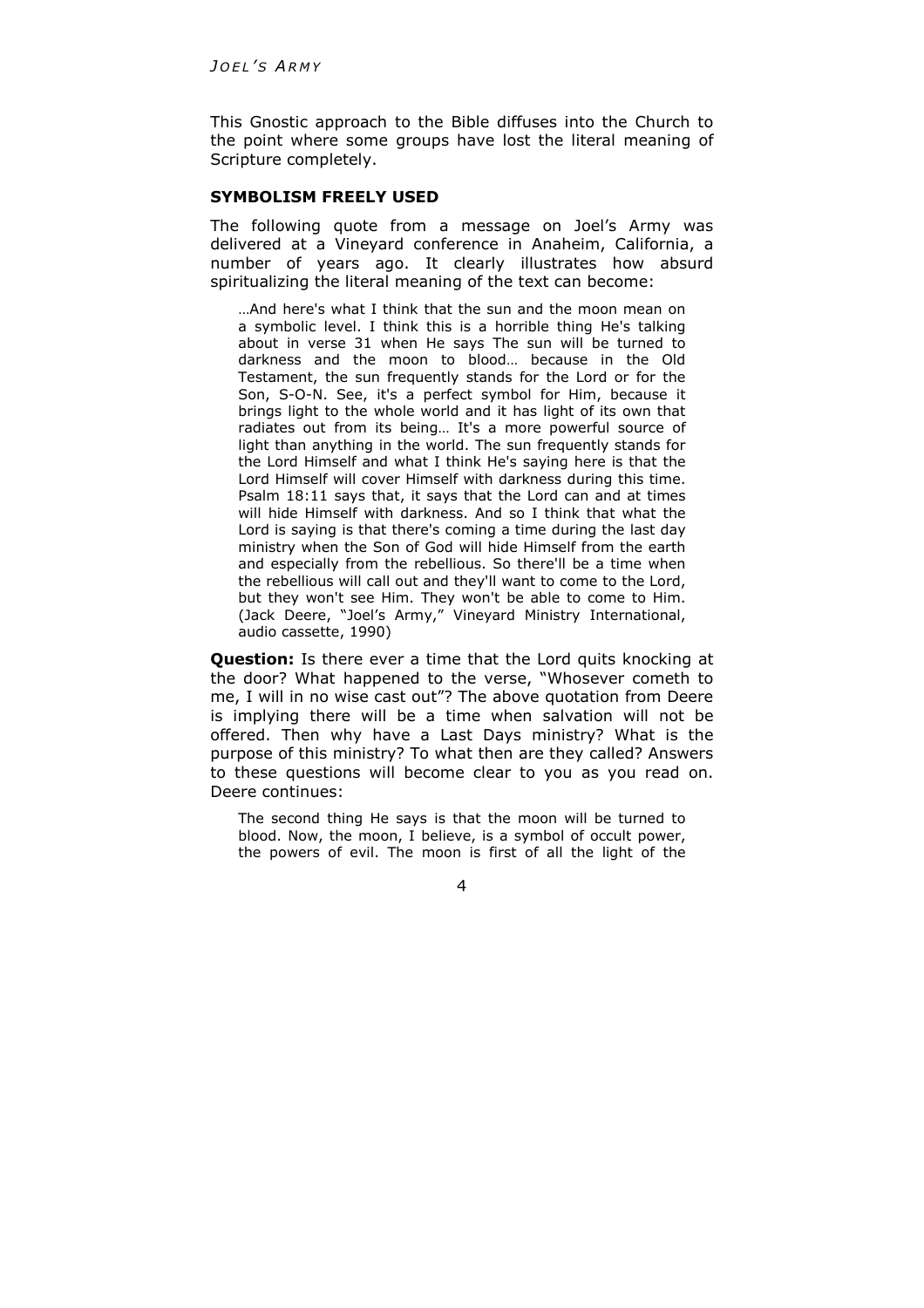This Gnostic approach to the Bible diffuses into the Church to the point where some groups have lost the literal meaning of Scripture completely.

### SYMBOLISM FREELY USED

The following quote from a message on Joel's Army was delivered at a Vineyard conference in Anaheim, California, a number of years ago. It clearly illustrates how absurd spiritualizing the literal meaning of the text can become:

> …And here's what I think that the sun and the moon mean on a symbolic level. I think this is a horrible thing He's talking about in verse 31 when He says The sun will be turned to darkness and the moon to blood… because in the Old Testament, the sun frequently stands for the Lord or for the Son, S-O-N. See, it's a perfect symbol for Him, because it brings light to the whole world and it has light of its own that radiates out from its being… It's a more powerful source of light than anything in the world. The sun frequently stands for the Lord Himself and what I think He's saying here is that the Lord Himself will cover Himself with darkness during this time. Psalm 18:11 says that, it says that the Lord can and at times will hide Himself with darkness. And so I think that what the Lord is saying is that there's coming a time during the last day ministry when the Son of God will hide Himself from the earth and especially from the rebellious. So there'll be a time when the rebellious will call out and they'll want to come to the Lord, but they won't see Him. They won't be able to come to Him. (Jack Deere, "Joel's Army," Vineyard Ministry International, audio cassette, 1990)

**Question:** Is there ever a time that the Lord quits knocking at the door? What happened to the verse, "Whosever cometh to me, I will in no wise cast out"? The above quotation from Deere is implying there will be a time when salvation will not be offered. Then why have a Last Days ministry? What is the purpose of this ministry? To what then are they called? Answers to these questions will become clear to you as you read on. Deere continues:

> The second thing He says is that the moon will be turned to blood. Now, the moon, I believe, is a symbol of occult power, the powers of evil. The moon is first of all the light of the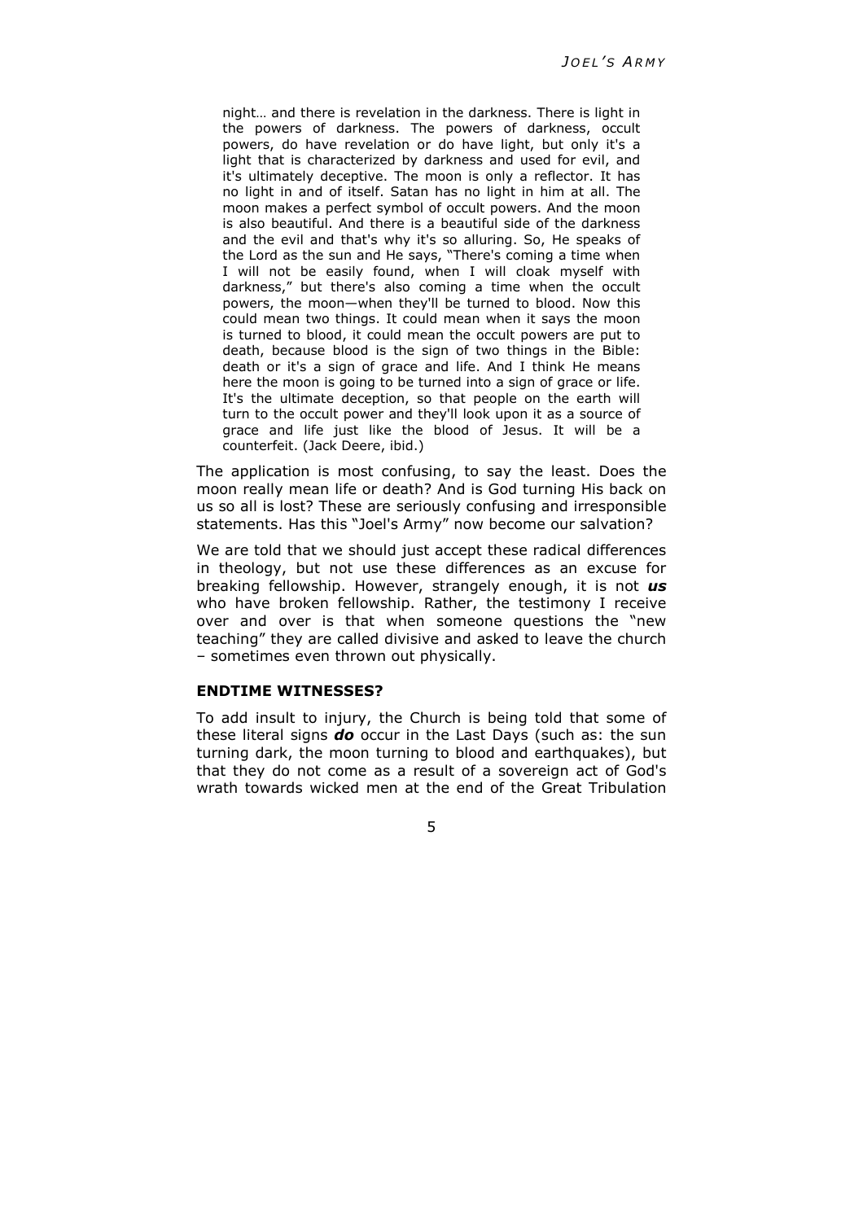> night… and there is revelation in the darkness. There is light in the powers of darkness. The powers of darkness, occult powers, do have revelation or do have light, but only it's a light that is characterized by darkness and used for evil, and it's ultimately deceptive. The moon is only a reflector. It has no light in and of itself. Satan has no light in him at all. The moon makes a perfect symbol of occult powers. And the moon is also beautiful. And there is a beautiful side of the darkness and the evil and that's why it's so alluring. So, He speaks of the Lord as the sun and He says, "There's coming a time when I will not be easily found, when I will cloak myself with darkness," but there's also coming a time when the occult powers, the moon—when they'll be turned to blood. Now this could mean two things. It could mean when it says the moon is turned to blood, it could mean the occult powers are put to death, because blood is the sign of two things in the Bible: death or it's a sign of grace and life. And I think He means here the moon is going to be turned into a sign of grace or life. It's the ultimate deception, so that people on the earth will turn to the occult power and they'll look upon it as a source of grace and life just like the blood of Jesus. It will be a counterfeit. (Jack Deere, ibid.)

The application is most confusing, to say the least. Does the moon really mean life or death? And is God turning His back on us so all is lost? These are seriously confusing and irresponsible statements. Has this "Joel's Army" now become our salvation?

We are told that we should just accept these radical differences in theology, but not use these differences as an excuse for breaking fellowship. However, strangely enough, it is not ***us*** who have broken fellowship. Rather, the testimony I receive over and over is that when someone questions the "new teaching" they are called divisive and asked to leave the church – sometimes even thrown out physically.

### ENDTIME WITNESSES?

To add insult to injury, the Church is being told that some of these literal signs ***do*** occur in the Last Days (such as: the sun turning dark, the moon turning to blood and earthquakes), but that they do not come as a result of a sovereign act of God's wrath towards wicked men at the end of the Great Tribulation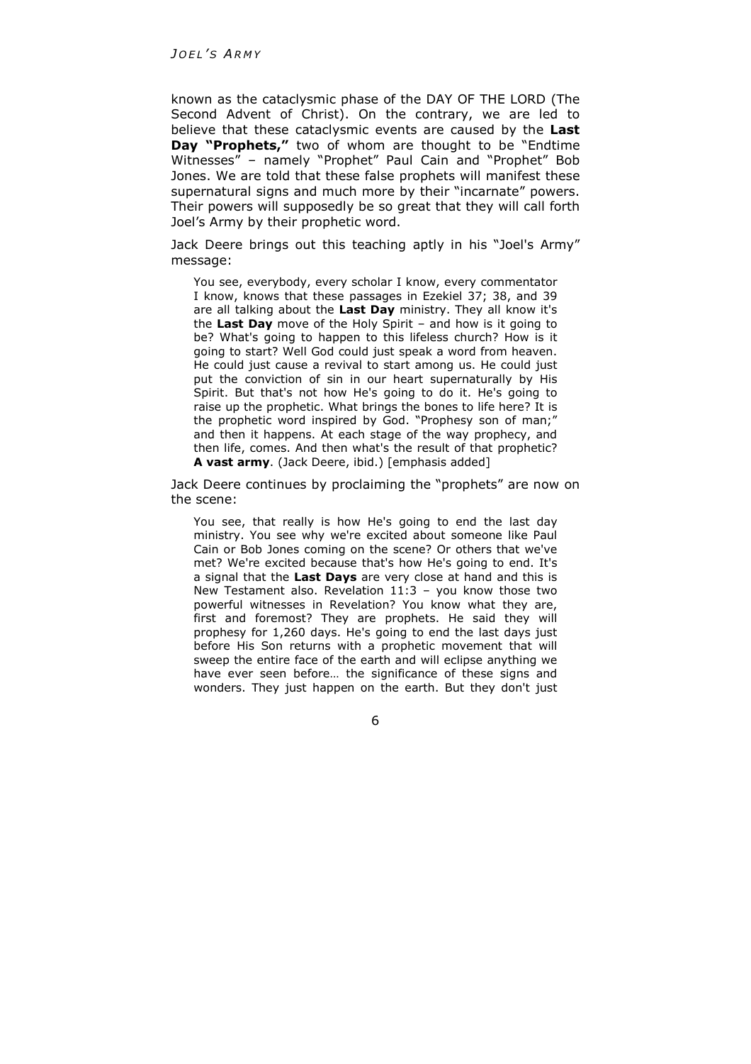known as the cataclysmic phase of the DAY OF THE LORD (The Second Advent of Christ). On the contrary, we are led to believe that these cataclysmic events are caused by the **Last Day "Prophets,"** two of whom are thought to be "Endtime Witnesses" – namely "Prophet" Paul Cain and "Prophet" Bob Jones. We are told that these false prophets will manifest these supernatural signs and much more by their "incarnate" powers. Their powers will supposedly be so great that they will call forth Joel's Army by their prophetic word.

Jack Deere brings out this teaching aptly in his "Joel's Army" message:

> You see, everybody, every scholar I know, every commentator I know, knows that these passages in Ezekiel 37; 38, and 39 are all talking about the **Last Day** ministry. They all know it's the **Last Day** move of the Holy Spirit – and how is it going to be? What's going to happen to this lifeless church? How is it going to start? Well God could just speak a word from heaven. He could just cause a revival to start among us. He could just put the conviction of sin in our heart supernaturally by His Spirit. But that's not how He's going to do it. He's going to raise up the prophetic. What brings the bones to life here? It is the prophetic word inspired by God. "Prophesy son of man;" and then it happens. At each stage of the way prophecy, and then life, comes. And then what's the result of that prophetic? **A vast army**. (Jack Deere, ibid.) [emphasis added]

Jack Deere continues by proclaiming the "prophets" are now on the scene:

> You see, that really is how He's going to end the last day ministry. You see why we're excited about someone like Paul Cain or Bob Jones coming on the scene? Or others that we've met? We're excited because that's how He's going to end. It's a signal that the **Last Days** are very close at hand and this is New Testament also. Revelation 11:3 – you know those two powerful witnesses in Revelation? You know what they are, first and foremost? They are prophets. He said they will prophesy for 1,260 days. He's going to end the last days just before His Son returns with a prophetic movement that will sweep the entire face of the earth and will eclipse anything we have ever seen before… the significance of these signs and wonders. They just happen on the earth. But they don't just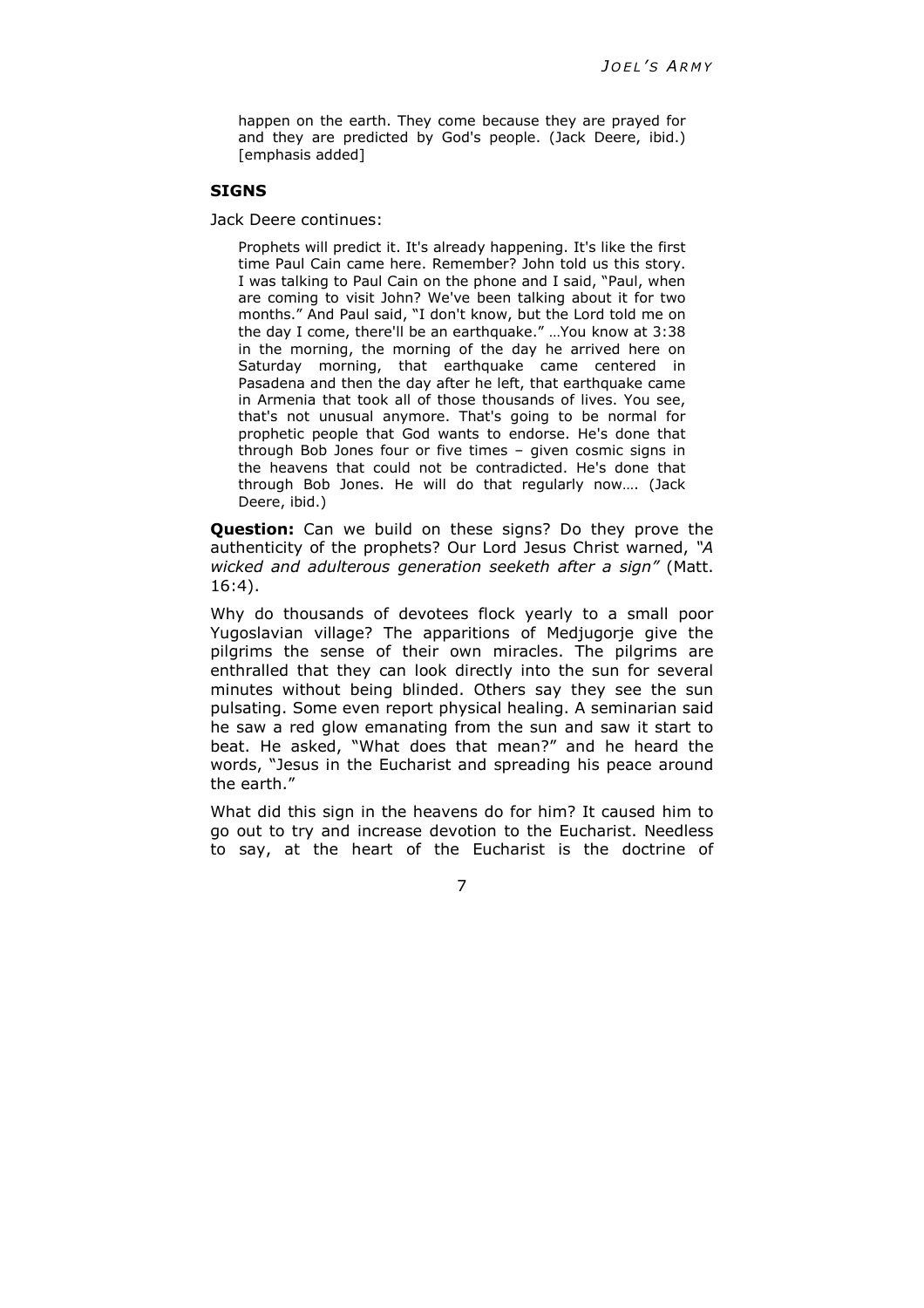> happen on the earth. They come because they are prayed for and they are predicted by God's people. (Jack Deere, ibid.) [emphasis added]

### SIGNS

Jack Deere continues:

> Prophets will predict it. It's already happening. It's like the first time Paul Cain came here. Remember? John told us this story. I was talking to Paul Cain on the phone and I said, "Paul, when are coming to visit John? We've been talking about it for two months." And Paul said, "I don't know, but the Lord told me on the day I come, there'll be an earthquake." …You know at 3:38 in the morning, the morning of the day he arrived here on Saturday morning, that earthquake came centered in Pasadena and then the day after he left, that earthquake came in Armenia that took all of those thousands of lives. You see, that's not unusual anymore. That's going to be normal for prophetic people that God wants to endorse. He's done that through Bob Jones four or five times – given cosmic signs in the heavens that could not be contradicted. He's done that through Bob Jones. He will do that regularly now…. (Jack Deere, ibid.)

**Question:** Can we build on these signs? Do they prove the authenticity of the prophets? Our Lord Jesus Christ warned, *"A wicked and adulterous generation seeketh after a sign"* (Matt. 16:4).

Why do thousands of devotees flock yearly to a small poor Yugoslavian village? The apparitions of Medjugorje give the pilgrims the sense of their own miracles. The pilgrims are enthralled that they can look directly into the sun for several minutes without being blinded. Others say they see the sun pulsating. Some even report physical healing. A seminarian said he saw a red glow emanating from the sun and saw it start to beat. He asked, "What does that mean?" and he heard the words, "Jesus in the Eucharist and spreading his peace around the earth."

What did this sign in the heavens do for him? It caused him to go out to try and increase devotion to the Eucharist. Needless to say, at the heart of the Eucharist is the doctrine of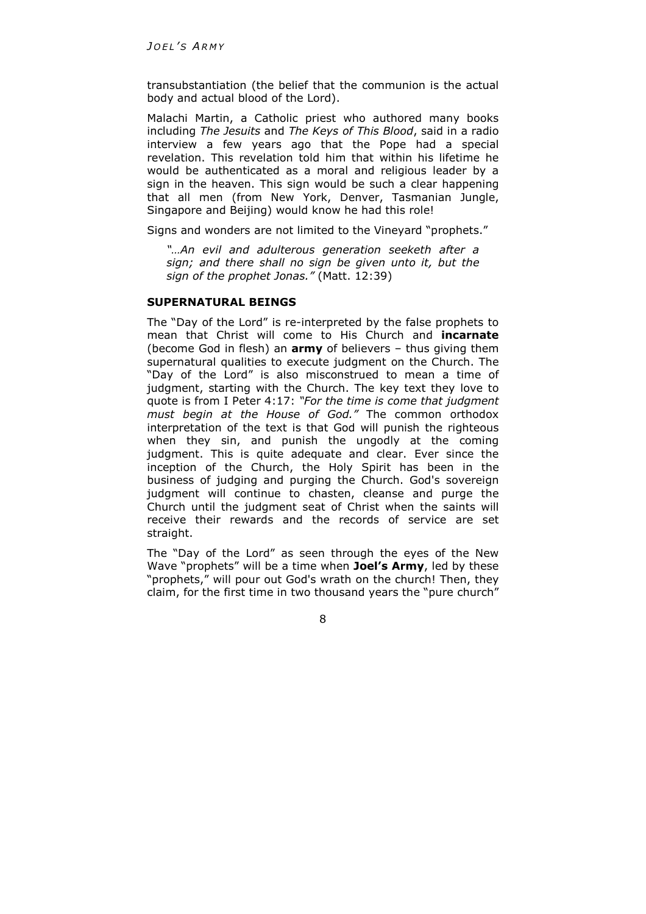transubstantiation (the belief that the communion is the actual body and actual blood of the Lord).

Malachi Martin, a Catholic priest who authored many books including *The Jesuits* and *The Keys of This Blood*, said in a radio interview a few years ago that the Pope had a special revelation. This revelation told him that within his lifetime he would be authenticated as a moral and religious leader by a sign in the heaven. This sign would be such a clear happening that all men (from New York, Denver, Tasmanian Jungle, Singapore and Beijing) would know he had this role!

Signs and wonders are not limited to the Vineyard "prophets."

> *"…An evil and adulterous generation seeketh after a sign; and there shall no sign be given unto it, but the sign of the prophet Jonas."* (Matt. 12:39)

### SUPERNATURAL BEINGS

The "Day of the Lord" is re-interpreted by the false prophets to mean that Christ will come to His Church and **incarnate** (become God in flesh) an **army** of believers – thus giving them supernatural qualities to execute judgment on the Church. The "Day of the Lord" is also misconstrued to mean a time of judgment, starting with the Church. The key text they love to quote is from I Peter 4:17: *"For the time is come that judgment must begin at the House of God."* The common orthodox interpretation of the text is that God will punish the righteous when they sin, and punish the ungodly at the coming judgment. This is quite adequate and clear. Ever since the inception of the Church, the Holy Spirit has been in the business of judging and purging the Church. God's sovereign judgment will continue to chasten, cleanse and purge the Church until the judgment seat of Christ when the saints will receive their rewards and the records of service are set straight.

The "Day of the Lord" as seen through the eyes of the New Wave "prophets" will be a time when **Joel's Army**, led by these "prophets," will pour out God's wrath on the church! Then, they claim, for the first time in two thousand years the "pure church"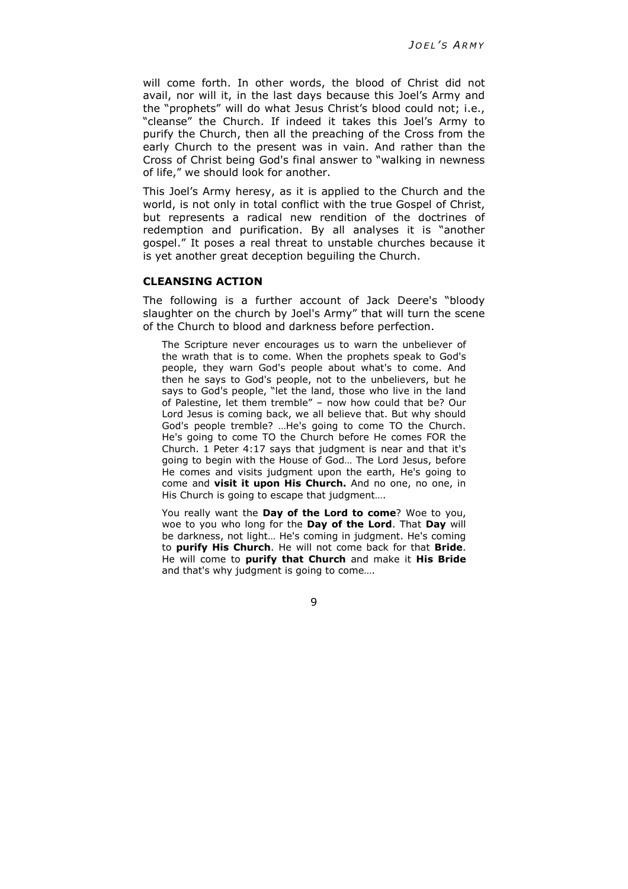will come forth. In other words, the blood of Christ did not avail, nor will it, in the last days because this Joel's Army and the "prophets" will do what Jesus Christ's blood could not; i.e., "cleanse" the Church. If indeed it takes this Joel's Army to purify the Church, then all the preaching of the Cross from the early Church to the present was in vain. And rather than the Cross of Christ being God's final answer to "walking in newness of life," we should look for another.

This Joel's Army heresy, as it is applied to the Church and the world, is not only in total conflict with the true Gospel of Christ, but represents a radical new rendition of the doctrines of redemption and purification. By all analyses it is "another gospel." It poses a real threat to unstable churches because it is yet another great deception beguiling the Church.

### CLEANSING ACTION

The following is a further account of Jack Deere's "bloody slaughter on the church by Joel's Army" that will turn the scene of the Church to blood and darkness before perfection.

> The Scripture never encourages us to warn the unbeliever of the wrath that is to come. When the prophets speak to God's people, they warn God's people about what's to come. And then he says to God's people, not to the unbelievers, but he says to God's people, "let the land, those who live in the land of Palestine, let them tremble" – now how could that be? Our Lord Jesus is coming back, we all believe that. But why should God's people tremble? …He's going to come TO the Church. He's going to come TO the Church before He comes FOR the Church. 1 Peter 4:17 says that judgment is near and that it's going to begin with the House of God… The Lord Jesus, before He comes and visits judgment upon the earth, He's going to come and **visit it upon His Church.** And no one, no one, in His Church is going to escape that judgment….
>
> You really want the **Day of the Lord to come**? Woe to you, woe to you who long for the **Day of the Lord**. That **Day** will be darkness, not light… He's coming in judgment. He's coming to **purify His Church**. He will not come back for that **Bride**. He will come to **purify that Church** and make it **His Bride** and that's why judgment is going to come….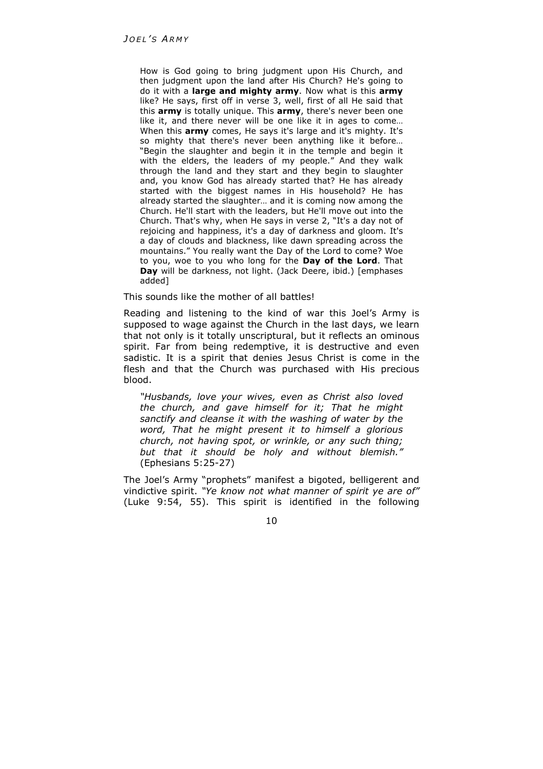> How is God going to bring judgment upon His Church, and then judgment upon the land after His Church? He's going to do it with a **large and mighty army**. Now what is this **army** like? He says, first off in verse 3, well, first of all He said that this **army** is totally unique. This **army**, there's never been one like it, and there never will be one like it in ages to come… When this **army** comes, He says it's large and it's mighty. It's so mighty that there's never been anything like it before… "Begin the slaughter and begin it in the temple and begin it with the elders, the leaders of my people." And they walk through the land and they start and they begin to slaughter and, you know God has already started that? He has already started with the biggest names in His household? He has already started the slaughter… and it is coming now among the Church. He'll start with the leaders, but He'll move out into the Church. That's why, when He says in verse 2, "It's a day not of rejoicing and happiness, it's a day of darkness and gloom. It's a day of clouds and blackness, like dawn spreading across the mountains." You really want the Day of the Lord to come? Woe to you, woe to you who long for the **Day of the Lord**. That **Day** will be darkness, not light. (Jack Deere, ibid.) [emphases added]

This sounds like the mother of all battles!

Reading and listening to the kind of war this Joel's Army is supposed to wage against the Church in the last days, we learn that not only is it totally unscriptural, but it reflects an ominous spirit. Far from being redemptive, it is destructive and even sadistic. It is a spirit that denies Jesus Christ is come in the flesh and that the Church was purchased with His precious blood.

> *"Husbands, love your wives, even as Christ also loved the church, and gave himself for it; That he might sanctify and cleanse it with the washing of water by the word, That he might present it to himself a glorious church, not having spot, or wrinkle, or any such thing; but that it should be holy and without blemish."* (Ephesians 5:25-27)

The Joel's Army "prophets" manifest a bigoted, belligerent and vindictive spirit. *"Ye know not what manner of spirit ye are of"* (Luke 9:54, 55). This spirit is identified in the following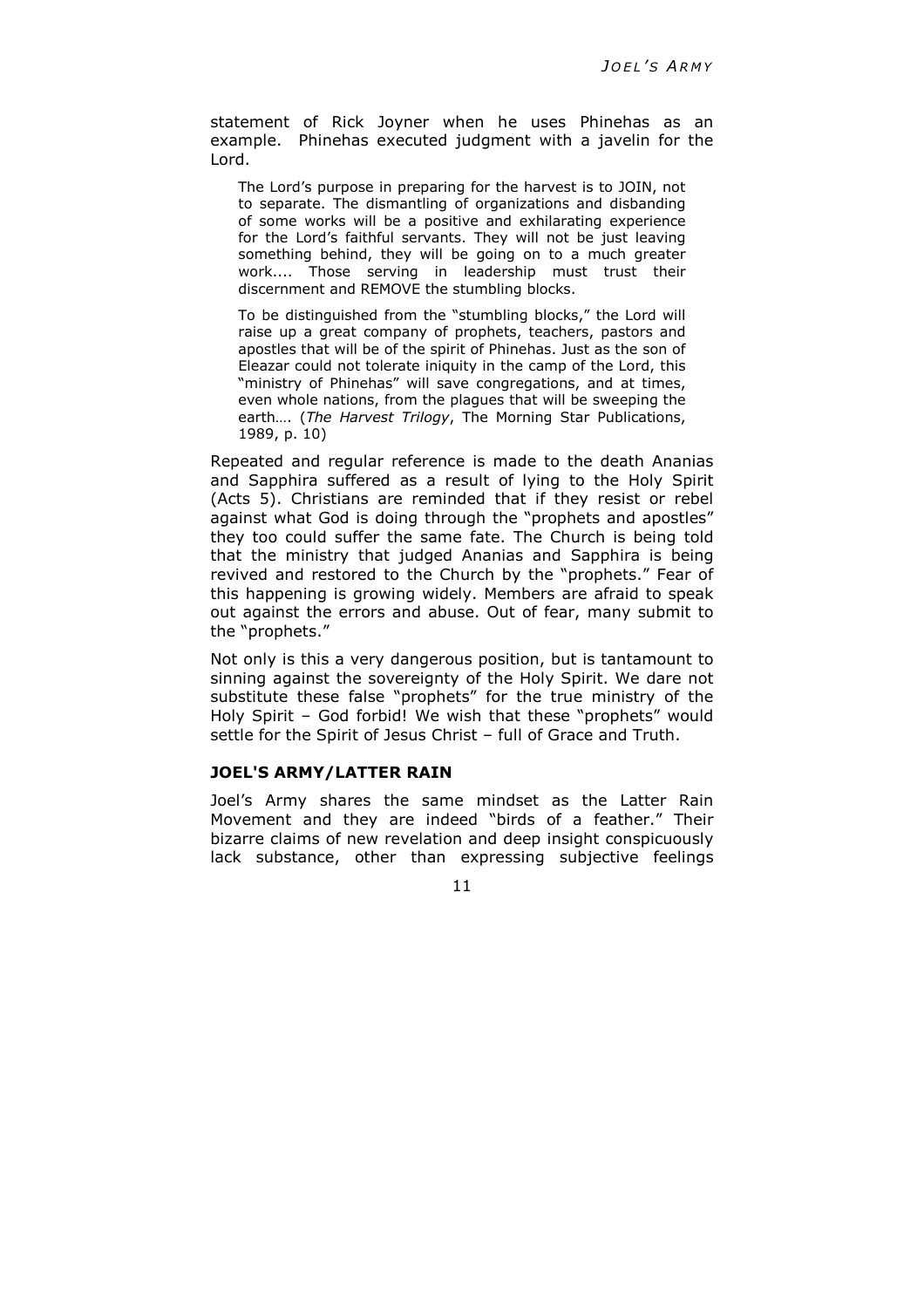statement of Rick Joyner when he uses Phinehas as an example. Phinehas executed judgment with a javelin for the Lord.

> The Lord's purpose in preparing for the harvest is to JOIN, not to separate. The dismantling of organizations and disbanding of some works will be a positive and exhilarating experience for the Lord's faithful servants. They will not be just leaving something behind, they will be going on to a much greater work.... Those serving in leadership must trust their discernment and REMOVE the stumbling blocks.
>
> To be distinguished from the "stumbling blocks," the Lord will raise up a great company of prophets, teachers, pastors and apostles that will be of the spirit of Phinehas. Just as the son of Eleazar could not tolerate iniquity in the camp of the Lord, this "ministry of Phinehas" will save congregations, and at times, even whole nations, from the plagues that will be sweeping the earth…. (*The Harvest Trilogy*, The Morning Star Publications, 1989, p. 10)

Repeated and regular reference is made to the death Ananias and Sapphira suffered as a result of lying to the Holy Spirit (Acts 5). Christians are reminded that if they resist or rebel against what God is doing through the "prophets and apostles" they too could suffer the same fate. The Church is being told that the ministry that judged Ananias and Sapphira is being revived and restored to the Church by the "prophets." Fear of this happening is growing widely. Members are afraid to speak out against the errors and abuse. Out of fear, many submit to the "prophets."

Not only is this a very dangerous position, but is tantamount to sinning against the sovereignty of the Holy Spirit. We dare not substitute these false "prophets" for the true ministry of the Holy Spirit – God forbid! We wish that these "prophets" would settle for the Spirit of Jesus Christ – full of Grace and Truth.

### JOEL'S ARMY/LATTER RAIN

Joel's Army shares the same mindset as the Latter Rain Movement and they are indeed "birds of a feather." Their bizarre claims of new revelation and deep insight conspicuously lack substance, other than expressing subjective feelings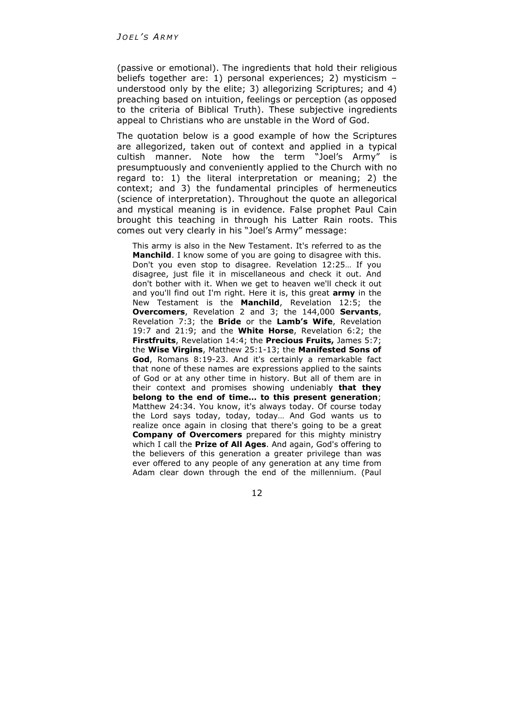(passive or emotional). The ingredients that hold their religious beliefs together are: 1) personal experiences; 2) mysticism – understood only by the elite; 3) allegorizing Scriptures; and 4) preaching based on intuition, feelings or perception (as opposed to the criteria of Biblical Truth). These subjective ingredients appeal to Christians who are unstable in the Word of God.

The quotation below is a good example of how the Scriptures are allegorized, taken out of context and applied in a typical cultish manner. Note how the term "Joel's Army" is presumptuously and conveniently applied to the Church with no regard to: 1) the literal interpretation or meaning; 2) the context; and 3) the fundamental principles of hermeneutics (science of interpretation). Throughout the quote an allegorical and mystical meaning is in evidence. False prophet Paul Cain brought this teaching in through his Latter Rain roots. This comes out very clearly in his "Joel's Army" message:

> This army is also in the New Testament. It's referred to as the **Manchild**. I know some of you are going to disagree with this. Don't you even stop to disagree. Revelation 12:25… If you disagree, just file it in miscellaneous and check it out. And don't bother with it. When we get to heaven we'll check it out and you'll find out I'm right. Here it is, this great **army** in the New Testament is the **Manchild**, Revelation 12:5; the **Overcomers**, Revelation 2 and 3; the 144,000 **Servants**, Revelation 7:3; the **Bride** or the **Lamb's Wife**, Revelation 19:7 and 21:9; and the **White Horse**, Revelation 6:2; the **Firstfruits**, Revelation 14:4; the **Precious Fruits,** James 5:7; the **Wise Virgins**, Matthew 25:1-13; the **Manifested Sons of God**, Romans 8:19-23. And it's certainly a remarkable fact that none of these names are expressions applied to the saints of God or at any other time in history. But all of them are in their context and promises showing undeniably **that they belong to the end of time… to this present generation**; Matthew 24:34. You know, it's always today. Of course today the Lord says today, today, today… And God wants us to realize once again in closing that there's going to be a great **Company of Overcomers** prepared for this mighty ministry which I call the **Prize of All Ages**. And again, God's offering to the believers of this generation a greater privilege than was ever offered to any people of any generation at any time from Adam clear down through the end of the millennium. (Paul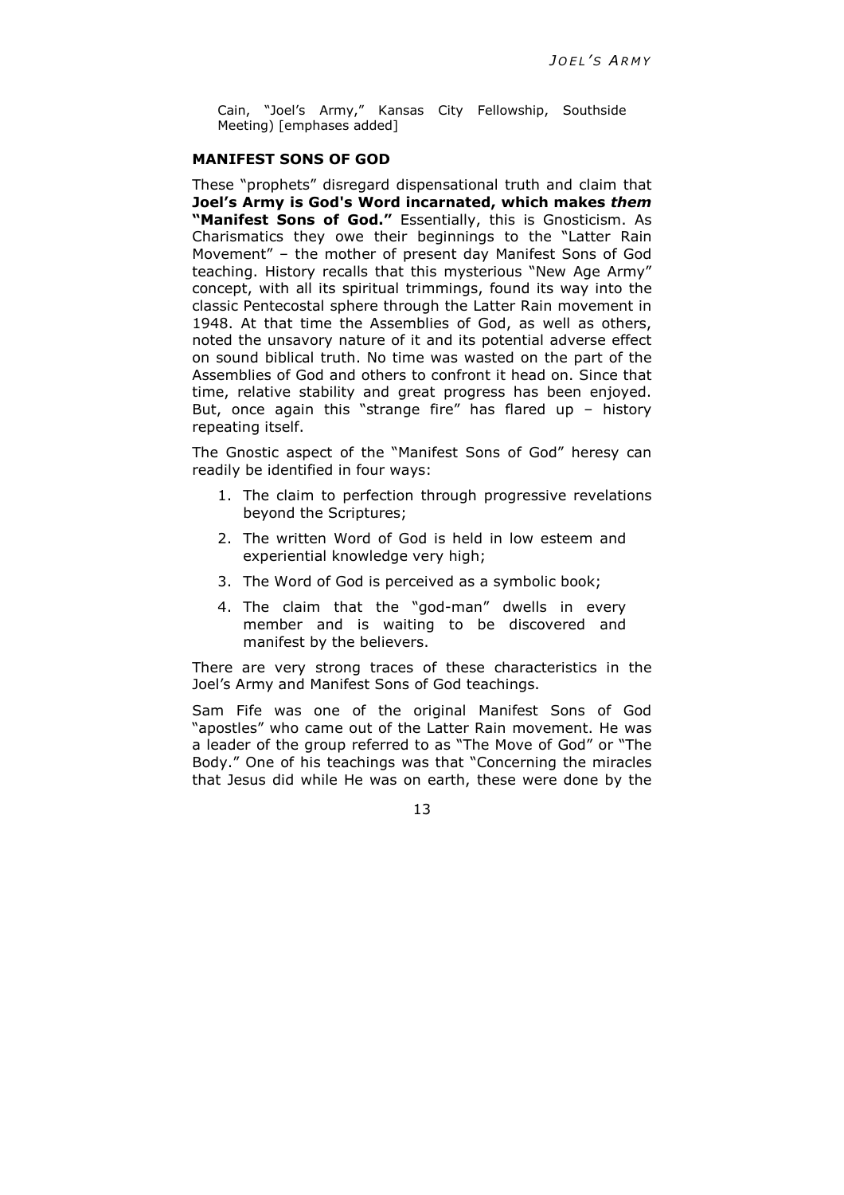Cain, "Joel's Army," Kansas City Fellowship, Southside Meeting) [emphases added]

### MANIFEST SONS OF GOD

These "prophets" disregard dispensational truth and claim that **Joel's Army is God's Word incarnated, which makes *them* "Manifest Sons of God."** Essentially, this is Gnosticism. As Charismatics they owe their beginnings to the "Latter Rain Movement" – the mother of present day Manifest Sons of God teaching. History recalls that this mysterious "New Age Army" concept, with all its spiritual trimmings, found its way into the classic Pentecostal sphere through the Latter Rain movement in 1948. At that time the Assemblies of God, as well as others, noted the unsavory nature of it and its potential adverse effect on sound biblical truth. No time was wasted on the part of the Assemblies of God and others to confront it head on. Since that time, relative stability and great progress has been enjoyed. But, once again this "strange fire" has flared up – history repeating itself.

The Gnostic aspect of the "Manifest Sons of God" heresy can readily be identified in four ways:

1. The claim to perfection through progressive revelations beyond the Scriptures;
2. The written Word of God is held in low esteem and experiential knowledge very high;
3. The Word of God is perceived as a symbolic book;
4. The claim that the "god-man" dwells in every member and is waiting to be discovered and manifest by the believers.

There are very strong traces of these characteristics in the Joel's Army and Manifest Sons of God teachings.

Sam Fife was one of the original Manifest Sons of God "apostles" who came out of the Latter Rain movement. He was a leader of the group referred to as "The Move of God" or "The Body." One of his teachings was that "Concerning the miracles that Jesus did while He was on earth, these were done by the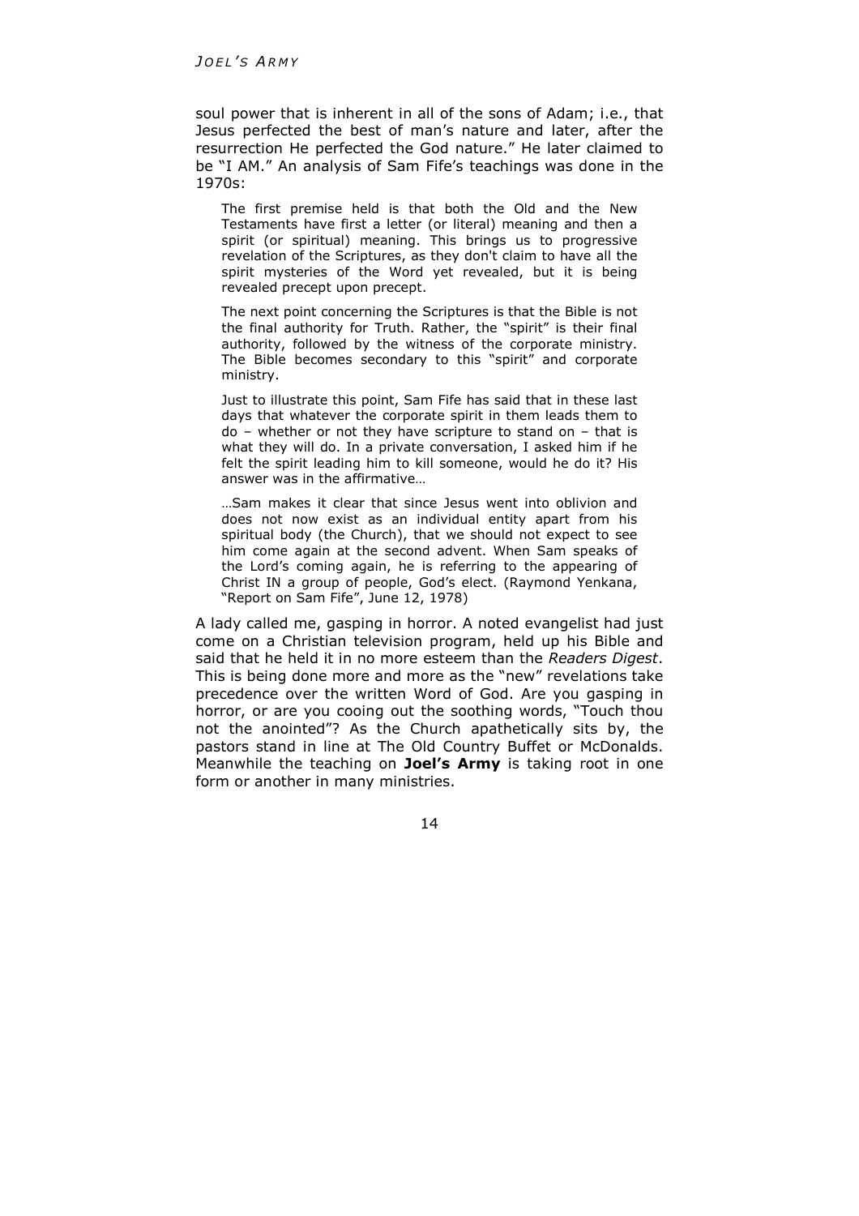soul power that is inherent in all of the sons of Adam; i.e., that Jesus perfected the best of man's nature and later, after the resurrection He perfected the God nature." He later claimed to be "I AM." An analysis of Sam Fife's teachings was done in the 1970s:

> The first premise held is that both the Old and the New Testaments have first a letter (or literal) meaning and then a spirit (or spiritual) meaning. This brings us to progressive revelation of the Scriptures, as they don't claim to have all the spirit mysteries of the Word yet revealed, but it is being revealed precept upon precept.
>
> The next point concerning the Scriptures is that the Bible is not the final authority for Truth. Rather, the "spirit" is their final authority, followed by the witness of the corporate ministry. The Bible becomes secondary to this "spirit" and corporate ministry.
>
> Just to illustrate this point, Sam Fife has said that in these last days that whatever the corporate spirit in them leads them to do – whether or not they have scripture to stand on – that is what they will do. In a private conversation, I asked him if he felt the spirit leading him to kill someone, would he do it? His answer was in the affirmative…
>
> …Sam makes it clear that since Jesus went into oblivion and does not now exist as an individual entity apart from his spiritual body (the Church), that we should not expect to see him come again at the second advent. When Sam speaks of the Lord's coming again, he is referring to the appearing of Christ IN a group of people, God's elect. (Raymond Yenkana, "Report on Sam Fife", June 12, 1978)

A lady called me, gasping in horror. A noted evangelist had just come on a Christian television program, held up his Bible and said that he held it in no more esteem than the *Readers Digest*. This is being done more and more as the "new" revelations take precedence over the written Word of God. Are you gasping in horror, or are you cooing out the soothing words, "Touch thou not the anointed"? As the Church apathetically sits by, the pastors stand in line at The Old Country Buffet or McDonalds. Meanwhile the teaching on **Joel's Army** is taking root in one form or another in many ministries.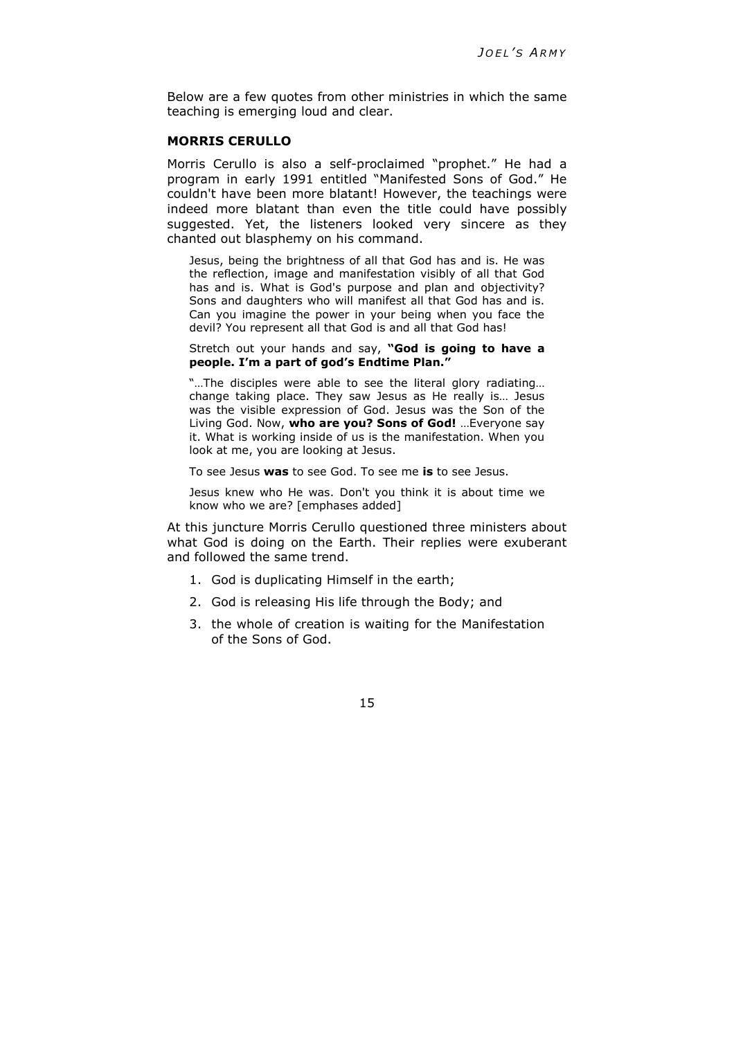Below are a few quotes from other ministries in which the same teaching is emerging loud and clear.

### MORRIS CERULLO

Morris Cerullo is also a self-proclaimed "prophet." He had a program in early 1991 entitled "Manifested Sons of God." He couldn't have been more blatant! However, the teachings were indeed more blatant than even the title could have possibly suggested. Yet, the listeners looked very sincere as they chanted out blasphemy on his command.

> Jesus, being the brightness of all that God has and is. He was the reflection, image and manifestation visibly of all that God has and is. What is God's purpose and plan and objectivity? Sons and daughters who will manifest all that God has and is. Can you imagine the power in your being when you face the devil? You represent all that God is and all that God has!
>
> Stretch out your hands and say, **"God is going to have a people. I'm a part of god's Endtime Plan."**
>
> "…The disciples were able to see the literal glory radiating… change taking place. They saw Jesus as He really is… Jesus was the visible expression of God. Jesus was the Son of the Living God. Now, **who are you? Sons of God!** …Everyone say it. What is working inside of us is the manifestation. When you look at me, you are looking at Jesus.
>
> To see Jesus **was** to see God. To see me **is** to see Jesus.
>
> Jesus knew who He was. Don't you think it is about time we know who we are? [emphases added]

At this juncture Morris Cerullo questioned three ministers about what God is doing on the Earth. Their replies were exuberant and followed the same trend.

1. God is duplicating Himself in the earth;
2. God is releasing His life through the Body; and
3. the whole of creation is waiting for the Manifestation of the Sons of God.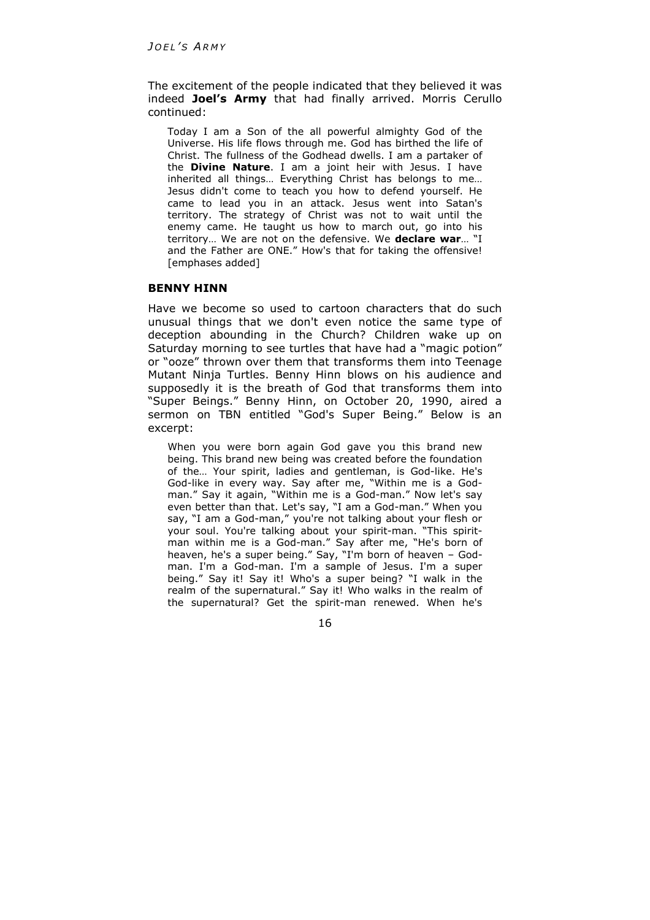The excitement of the people indicated that they believed it was indeed **Joel's Army** that had finally arrived. Morris Cerullo continued:

> Today I am a Son of the all powerful almighty God of the Universe. His life flows through me. God has birthed the life of Christ. The fullness of the Godhead dwells. I am a partaker of the **Divine Nature**. I am a joint heir with Jesus. I have inherited all things… Everything Christ has belongs to me… Jesus didn't come to teach you how to defend yourself. He came to lead you in an attack. Jesus went into Satan's territory. The strategy of Christ was not to wait until the enemy came. He taught us how to march out, go into his territory… We are not on the defensive. We **declare war**… "I and the Father are ONE." How's that for taking the offensive! [emphases added]

### BENNY HINN

Have we become so used to cartoon characters that do such unusual things that we don't even notice the same type of deception abounding in the Church? Children wake up on Saturday morning to see turtles that have had a "magic potion" or "ooze" thrown over them that transforms them into Teenage Mutant Ninja Turtles. Benny Hinn blows on his audience and supposedly it is the breath of God that transforms them into "Super Beings." Benny Hinn, on October 20, 1990, aired a sermon on TBN entitled "God's Super Being." Below is an excerpt:

> When you were born again God gave you this brand new being. This brand new being was created before the foundation of the… Your spirit, ladies and gentleman, is God-like. He's God-like in every way. Say after me, "Within me is a God-man." Say it again, "Within me is a God-man." Now let's say even better than that. Let's say, "I am a God-man." When you say, "I am a God-man," you're not talking about your flesh or your soul. You're talking about your spirit-man. "This spirit-man within me is a God-man." Say after me, "He's born of heaven, he's a super being." Say, "I'm born of heaven – God-man. I'm a God-man. I'm a sample of Jesus. I'm a super being." Say it! Say it! Who's a super being? "I walk in the realm of the supernatural." Say it! Who walks in the realm of the supernatural? Get the spirit-man renewed. When he's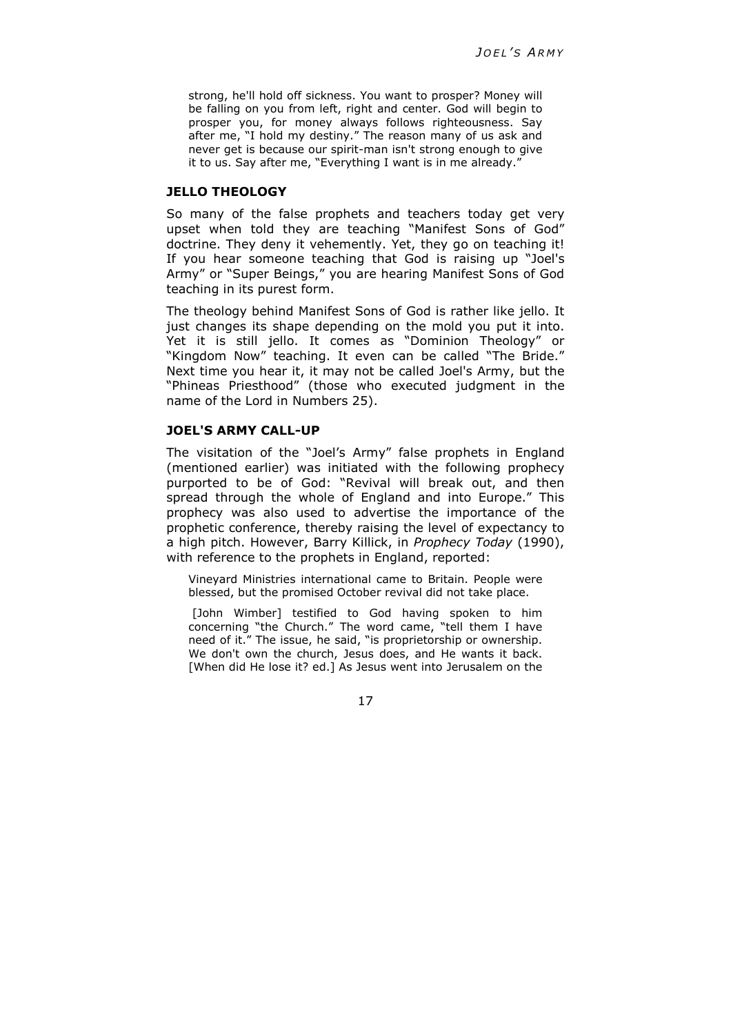> strong, he'll hold off sickness. You want to prosper? Money will be falling on you from left, right and center. God will begin to prosper you, for money always follows righteousness. Say after me, "I hold my destiny." The reason many of us ask and never get is because our spirit-man isn't strong enough to give it to us. Say after me, "Everything I want is in me already."

### JELLO THEOLOGY

So many of the false prophets and teachers today get very upset when told they are teaching "Manifest Sons of God" doctrine. They deny it vehemently. Yet, they go on teaching it! If you hear someone teaching that God is raising up "Joel's Army" or "Super Beings," you are hearing Manifest Sons of God teaching in its purest form.

The theology behind Manifest Sons of God is rather like jello. It just changes its shape depending on the mold you put it into. Yet it is still jello. It comes as "Dominion Theology" or "Kingdom Now" teaching. It even can be called "The Bride." Next time you hear it, it may not be called Joel's Army, but the "Phineas Priesthood" (those who executed judgment in the name of the Lord in Numbers 25).

### JOEL'S ARMY CALL-UP

The visitation of the "Joel's Army" false prophets in England (mentioned earlier) was initiated with the following prophecy purported to be of God: "Revival will break out, and then spread through the whole of England and into Europe." This prophecy was also used to advertise the importance of the prophetic conference, thereby raising the level of expectancy to a high pitch. However, Barry Killick, in *Prophecy Today* (1990), with reference to the prophets in England, reported:

> Vineyard Ministries international came to Britain. People were blessed, but the promised October revival did not take place.
>
> [John Wimber] testified to God having spoken to him concerning "the Church." The word came, "tell them I have need of it." The issue, he said, "is proprietorship or ownership. We don't own the church, Jesus does, and He wants it back. [When did He lose it? ed.] As Jesus went into Jerusalem on the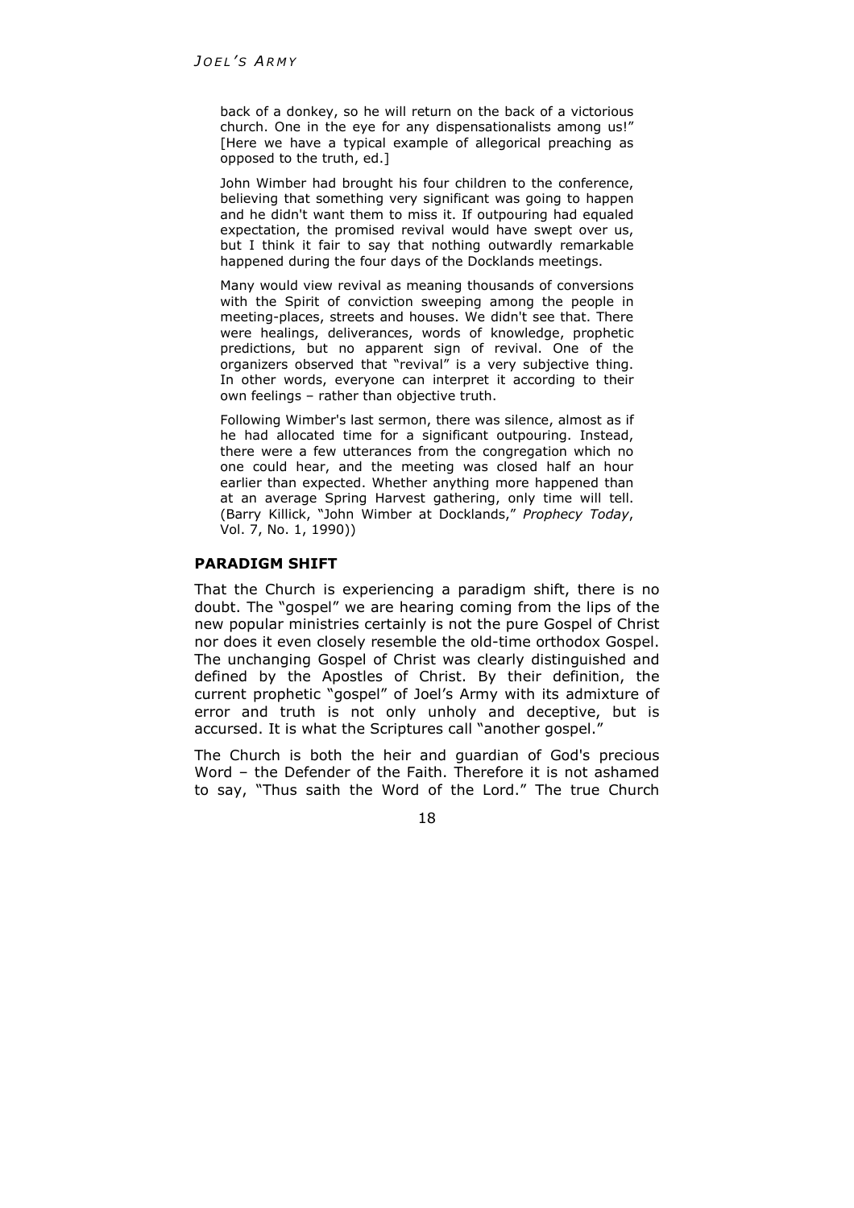> back of a donkey, so he will return on the back of a victorious church. One in the eye for any dispensationalists among us!" [Here we have a typical example of allegorical preaching as opposed to the truth, ed.]
>
> John Wimber had brought his four children to the conference, believing that something very significant was going to happen and he didn't want them to miss it. If outpouring had equaled expectation, the promised revival would have swept over us, but I think it fair to say that nothing outwardly remarkable happened during the four days of the Docklands meetings.
>
> Many would view revival as meaning thousands of conversions with the Spirit of conviction sweeping among the people in meeting-places, streets and houses. We didn't see that. There were healings, deliverances, words of knowledge, prophetic predictions, but no apparent sign of revival. One of the organizers observed that "revival" is a very subjective thing. In other words, everyone can interpret it according to their own feelings – rather than objective truth.
>
> Following Wimber's last sermon, there was silence, almost as if he had allocated time for a significant outpouring. Instead, there were a few utterances from the congregation which no one could hear, and the meeting was closed half an hour earlier than expected. Whether anything more happened than at an average Spring Harvest gathering, only time will tell. (Barry Killick, "John Wimber at Docklands," *Prophecy Today*, Vol. 7, No. 1, 1990))

## PARADIGM SHIFT

That the Church is experiencing a paradigm shift, there is no doubt. The "gospel" we are hearing coming from the lips of the new popular ministries certainly is not the pure Gospel of Christ nor does it even closely resemble the old-time orthodox Gospel. The unchanging Gospel of Christ was clearly distinguished and defined by the Apostles of Christ. By their definition, the current prophetic "gospel" of Joel's Army with its admixture of error and truth is not only unholy and deceptive, but is accursed. It is what the Scriptures call "another gospel."

The Church is both the heir and guardian of God's precious Word – the Defender of the Faith. Therefore it is not ashamed to say, "Thus saith the Word of the Lord." The true Church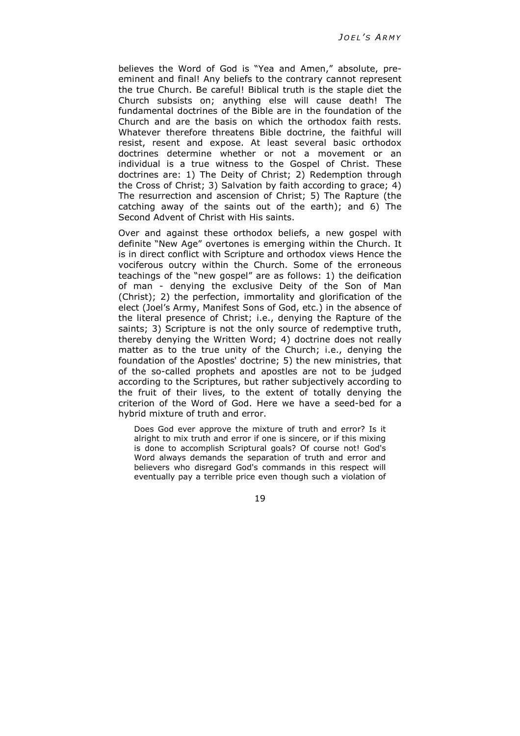believes the Word of God is "Yea and Amen," absolute, pre-eminent and final! Any beliefs to the contrary cannot represent the true Church. Be careful! Biblical truth is the staple diet the Church subsists on; anything else will cause death! The fundamental doctrines of the Bible are in the foundation of the Church and are the basis on which the orthodox faith rests. Whatever therefore threatens Bible doctrine, the faithful will resist, resent and expose. At least several basic orthodox doctrines determine whether or not a movement or an individual is a true witness to the Gospel of Christ. These doctrines are: 1) The Deity of Christ; 2) Redemption through the Cross of Christ; 3) Salvation by faith according to grace; 4) The resurrection and ascension of Christ; 5) The Rapture (the catching away of the saints out of the earth); and 6) The Second Advent of Christ with His saints.

Over and against these orthodox beliefs, a new gospel with definite "New Age" overtones is emerging within the Church. It is in direct conflict with Scripture and orthodox views Hence the vociferous outcry within the Church. Some of the erroneous teachings of the "new gospel" are as follows: 1) the deification of man - denying the exclusive Deity of the Son of Man (Christ); 2) the perfection, immortality and glorification of the elect (Joel's Army, Manifest Sons of God, etc.) in the absence of the literal presence of Christ; i.e., denying the Rapture of the saints; 3) Scripture is not the only source of redemptive truth, thereby denying the Written Word; 4) doctrine does not really matter as to the true unity of the Church; i.e., denying the foundation of the Apostles' doctrine; 5) the new ministries, that of the so-called prophets and apostles are not to be judged according to the Scriptures, but rather subjectively according to the fruit of their lives, to the extent of totally denying the criterion of the Word of God. Here we have a seed-bed for a hybrid mixture of truth and error.

> Does God ever approve the mixture of truth and error? Is it alright to mix truth and error if one is sincere, or if this mixing is done to accomplish Scriptural goals? Of course not! God's Word always demands the separation of truth and error and believers who disregard God's commands in this respect will eventually pay a terrible price even though such a violation of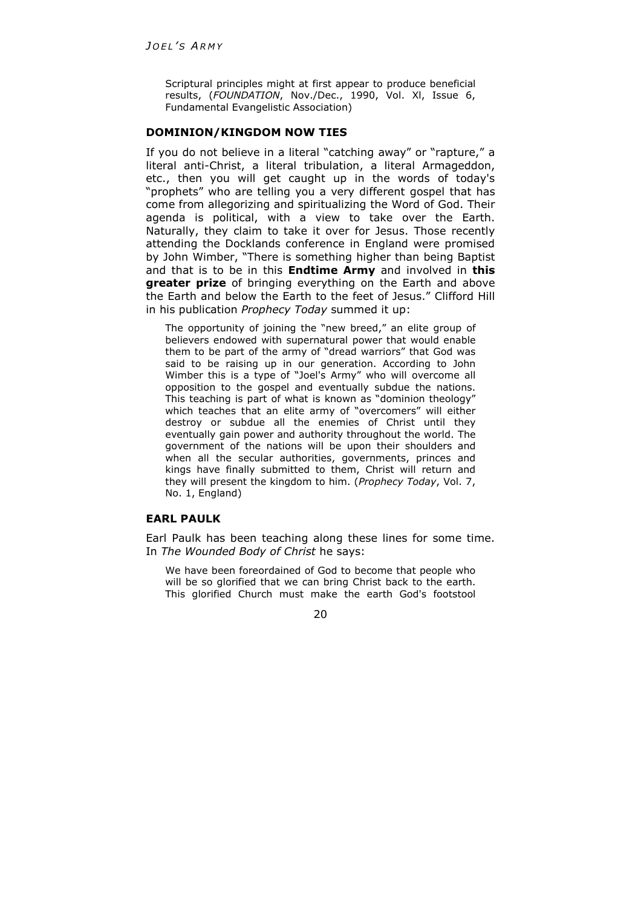Scriptural principles might at first appear to produce beneficial results, (*FOUNDATION*, Nov./Dec., 1990, Vol. XI, Issue 6, Fundamental Evangelistic Association)

### DOMINION/KINGDOM NOW TIES

If you do not believe in a literal "catching away" or "rapture," a literal anti-Christ, a literal tribulation, a literal Armageddon, etc., then you will get caught up in the words of today's "prophets" who are telling you a very different gospel that has come from allegorizing and spiritualizing the Word of God. Their agenda is political, with a view to take over the Earth. Naturally, they claim to take it over for Jesus. Those recently attending the Docklands conference in England were promised by John Wimber, "There is something higher than being Baptist and that is to be in this **Endtime Army** and involved in **this greater prize** of bringing everything on the Earth and above the Earth and below the Earth to the feet of Jesus." Clifford Hill in his publication *Prophecy Today* summed it up:

> The opportunity of joining the "new breed," an elite group of believers endowed with supernatural power that would enable them to be part of the army of "dread warriors" that God was said to be raising up in our generation. According to John Wimber this is a type of "Joel's Army" who will overcome all opposition to the gospel and eventually subdue the nations. This teaching is part of what is known as "dominion theology" which teaches that an elite army of "overcomers" will either destroy or subdue all the enemies of Christ until they eventually gain power and authority throughout the world. The government of the nations will be upon their shoulders and when all the secular authorities, governments, princes and kings have finally submitted to them, Christ will return and they will present the kingdom to him. (*Prophecy Today*, Vol. 7, No. 1, England)

### EARL PAULK

Earl Paulk has been teaching along these lines for some time. In *The Wounded Body of Christ* he says:

> We have been foreordained of God to become that people who will be so glorified that we can bring Christ back to the earth. This glorified Church must make the earth God's footstool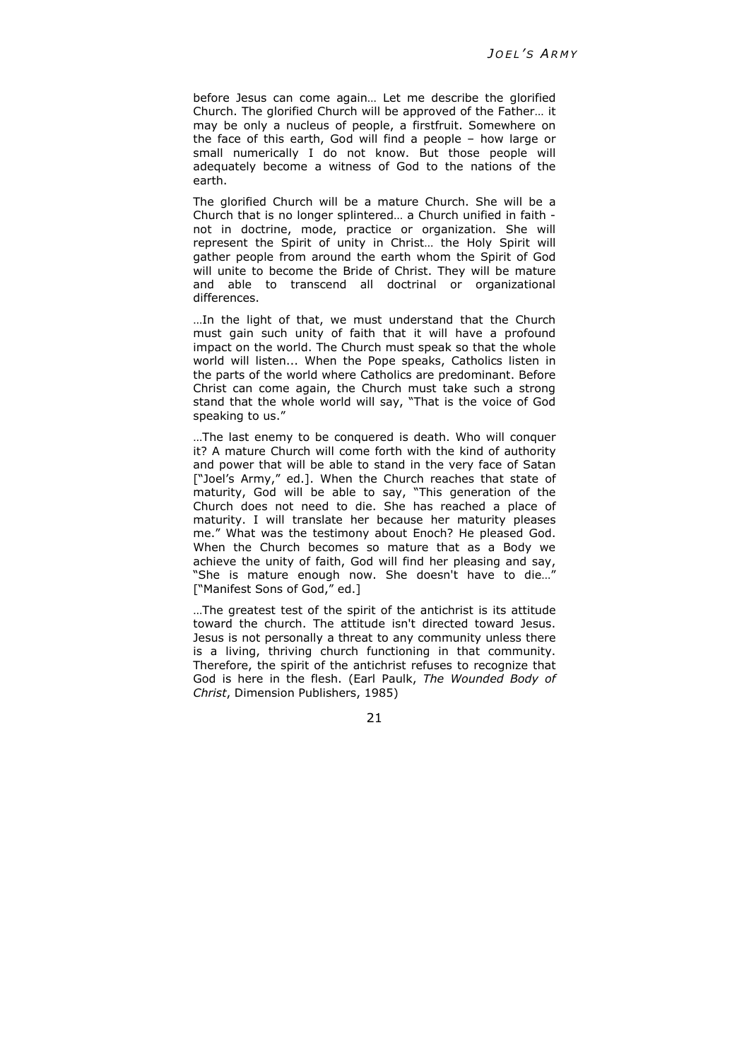before Jesus can come again… Let me describe the glorified Church. The glorified Church will be approved of the Father… it may be only a nucleus of people, a firstfruit. Somewhere on the face of this earth, God will find a people – how large or small numerically I do not know. But those people will adequately become a witness of God to the nations of the earth.

The glorified Church will be a mature Church. She will be a Church that is no longer splintered… a Church unified in faith - not in doctrine, mode, practice or organization. She will represent the Spirit of unity in Christ… the Holy Spirit will gather people from around the earth whom the Spirit of God will unite to become the Bride of Christ. They will be mature and able to transcend all doctrinal or organizational differences.

…In the light of that, we must understand that the Church must gain such unity of faith that it will have a profound impact on the world. The Church must speak so that the whole world will listen... When the Pope speaks, Catholics listen in the parts of the world where Catholics are predominant. Before Christ can come again, the Church must take such a strong stand that the whole world will say, "That is the voice of God speaking to us."

…The last enemy to be conquered is death. Who will conquer it? A mature Church will come forth with the kind of authority and power that will be able to stand in the very face of Satan ["Joel's Army," ed.]. When the Church reaches that state of maturity, God will be able to say, "This generation of the Church does not need to die. She has reached a place of maturity. I will translate her because her maturity pleases me." What was the testimony about Enoch? He pleased God. When the Church becomes so mature that as a Body we achieve the unity of faith, God will find her pleasing and say, "She is mature enough now. She doesn't have to die…" ["Manifest Sons of God," ed.]

…The greatest test of the spirit of the antichrist is its attitude toward the church. The attitude isn't directed toward Jesus. Jesus is not personally a threat to any community unless there is a living, thriving church functioning in that community. Therefore, the spirit of the antichrist refuses to recognize that God is here in the flesh. (Earl Paulk, *The Wounded Body of Christ*, Dimension Publishers, 1985)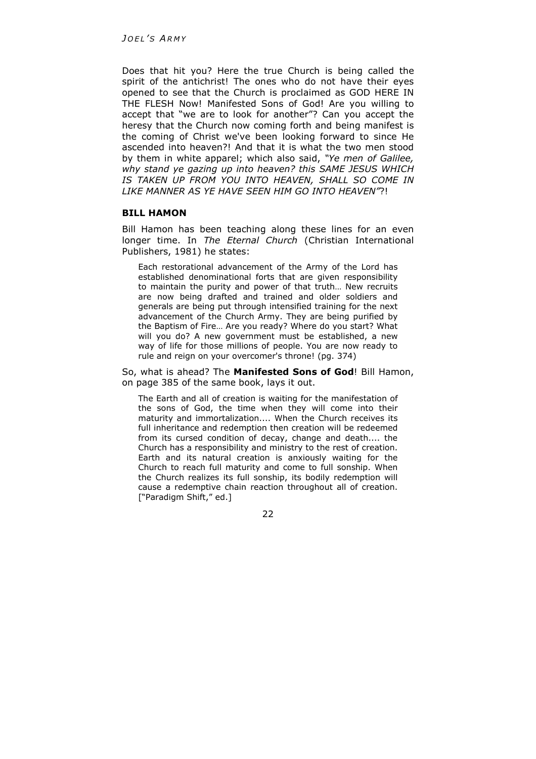Does that hit you? Here the true Church is being called the spirit of the antichrist! The ones who do not have their eyes opened to see that the Church is proclaimed as GOD HERE IN THE FLESH Now! Manifested Sons of God! Are you willing to accept that "we are to look for another"? Can you accept the heresy that the Church now coming forth and being manifest is the coming of Christ we've been looking forward to since He ascended into heaven?! And that it is what the two men stood by them in white apparel; which also said, *"Ye men of Galilee, why stand ye gazing up into heaven? this SAME JESUS WHICH IS TAKEN UP FROM YOU INTO HEAVEN, SHALL SO COME IN LIKE MANNER AS YE HAVE SEEN HIM GO INTO HEAVEN"*?!

### BILL HAMON

Bill Hamon has been teaching along these lines for an even longer time. In *The Eternal Church* (Christian International Publishers, 1981) he states:

> Each restorational advancement of the Army of the Lord has established denominational forts that are given responsibility to maintain the purity and power of that truth… New recruits are now being drafted and trained and older soldiers and generals are being put through intensified training for the next advancement of the Church Army. They are being purified by the Baptism of Fire… Are you ready? Where do you start? What will you do? A new government must be established, a new way of life for those millions of people. You are now ready to rule and reign on your overcomer's throne! (pg. 374)

So, what is ahead? The **Manifested Sons of God**! Bill Hamon, on page 385 of the same book, lays it out.

> The Earth and all of creation is waiting for the manifestation of the sons of God, the time when they will come into their maturity and immortalization.... When the Church receives its full inheritance and redemption then creation will be redeemed from its cursed condition of decay, change and death.... the Church has a responsibility and ministry to the rest of creation. Earth and its natural creation is anxiously waiting for the Church to reach full maturity and come to full sonship. When the Church realizes its full sonship, its bodily redemption will cause a redemptive chain reaction throughout all of creation. ["Paradigm Shift," ed.]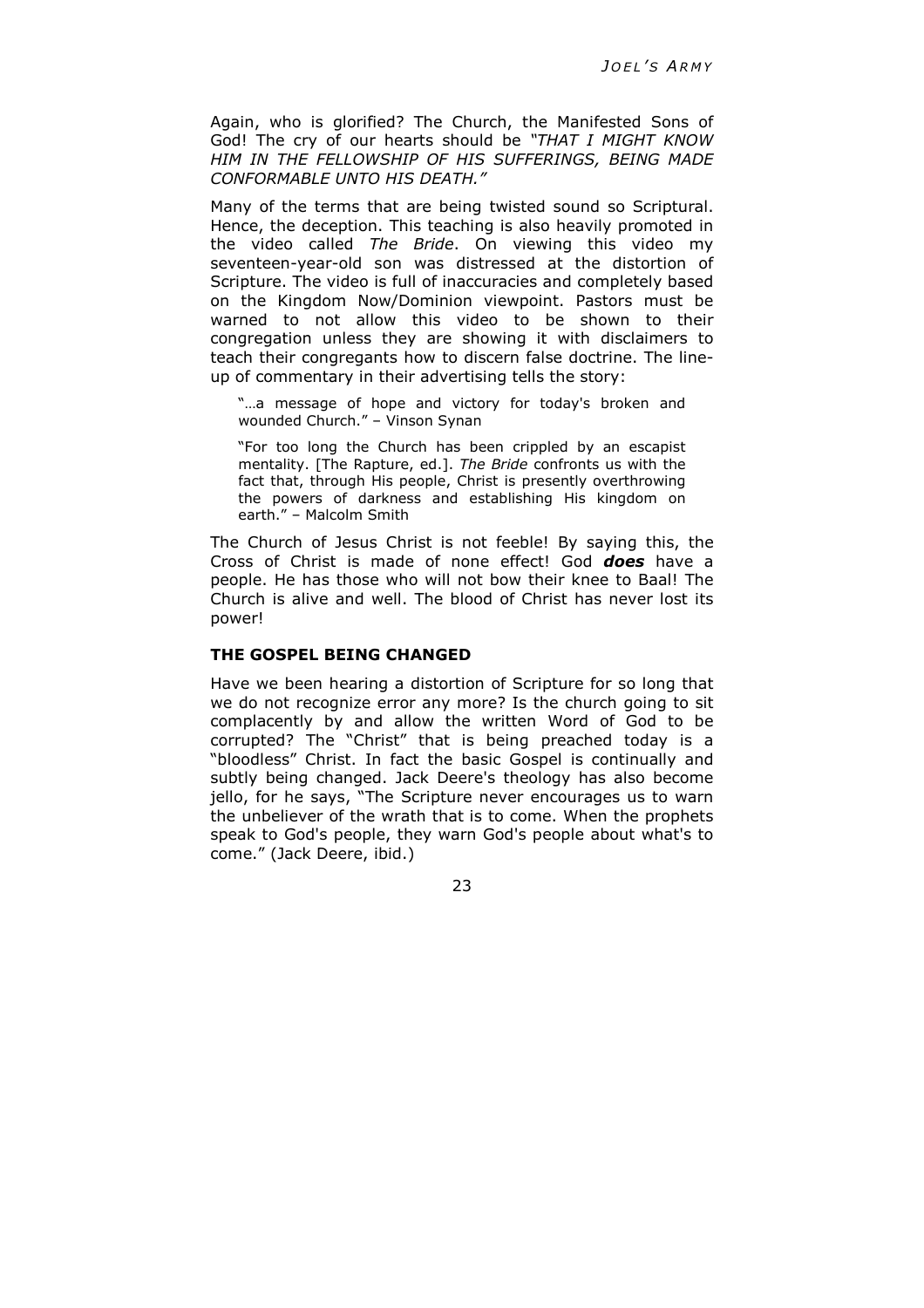Again, who is glorified? The Church, the Manifested Sons of God! The cry of our hearts should be *"THAT I MIGHT KNOW HIM IN THE FELLOWSHIP OF HIS SUFFERINGS, BEING MADE CONFORMABLE UNTO HIS DEATH."*

Many of the terms that are being twisted sound so Scriptural. Hence, the deception. This teaching is also heavily promoted in the video called *The Bride*. On viewing this video my seventeen-year-old son was distressed at the distortion of Scripture. The video is full of inaccuracies and completely based on the Kingdom Now/Dominion viewpoint. Pastors must be warned to not allow this video to be shown to their congregation unless they are showing it with disclaimers to teach their congregants how to discern false doctrine. The line-up of commentary in their advertising tells the story:

> "…a message of hope and victory for today's broken and wounded Church." – Vinson Synan
>
> "For too long the Church has been crippled by an escapist mentality. [The Rapture, ed.]. *The Bride* confronts us with the fact that, through His people, Christ is presently overthrowing the powers of darkness and establishing His kingdom on earth." – Malcolm Smith

The Church of Jesus Christ is not feeble! By saying this, the Cross of Christ is made of none effect! God ***does*** have a people. He has those who will not bow their knee to Baal! The Church is alive and well. The blood of Christ has never lost its power!

### THE GOSPEL BEING CHANGED

Have we been hearing a distortion of Scripture for so long that we do not recognize error any more? Is the church going to sit complacently by and allow the written Word of God to be corrupted? The "Christ" that is being preached today is a "bloodless" Christ. In fact the basic Gospel is continually and subtly being changed. Jack Deere's theology has also become jello, for he says, "The Scripture never encourages us to warn the unbeliever of the wrath that is to come. When the prophets speak to God's people, they warn God's people about what's to come." (Jack Deere, ibid.)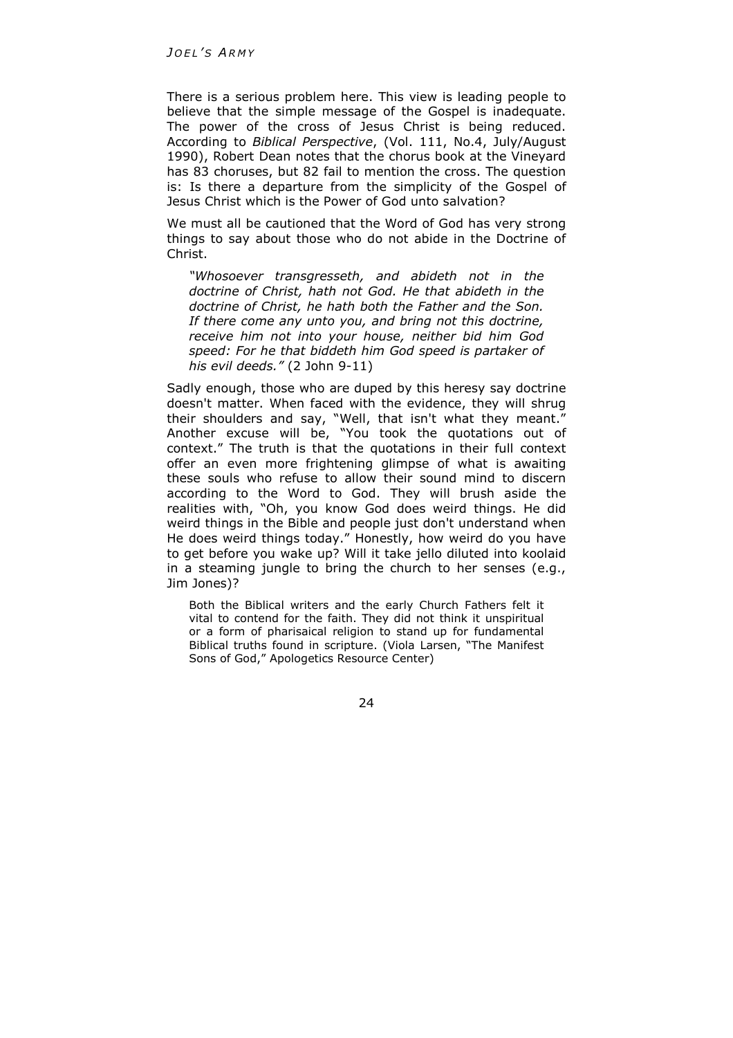There is a serious problem here. This view is leading people to believe that the simple message of the Gospel is inadequate. The power of the cross of Jesus Christ is being reduced. According to *Biblical Perspective*, (Vol. 111, No.4, July/August 1990), Robert Dean notes that the chorus book at the Vineyard has 83 choruses, but 82 fail to mention the cross. The question is: Is there a departure from the simplicity of the Gospel of Jesus Christ which is the Power of God unto salvation?

We must all be cautioned that the Word of God has very strong things to say about those who do not abide in the Doctrine of Christ.

> *"Whosoever transgresseth, and abideth not in the doctrine of Christ, hath not God. He that abideth in the doctrine of Christ, he hath both the Father and the Son. If there come any unto you, and bring not this doctrine, receive him not into your house, neither bid him God speed: For he that biddeth him God speed is partaker of his evil deeds."* (2 John 9-11)

Sadly enough, those who are duped by this heresy say doctrine doesn't matter. When faced with the evidence, they will shrug their shoulders and say, "Well, that isn't what they meant." Another excuse will be, "You took the quotations out of context." The truth is that the quotations in their full context offer an even more frightening glimpse of what is awaiting these souls who refuse to allow their sound mind to discern according to the Word to God. They will brush aside the realities with, "Oh, you know God does weird things. He did weird things in the Bible and people just don't understand when He does weird things today." Honestly, how weird do you have to get before you wake up? Will it take jello diluted into koolaid in a steaming jungle to bring the church to her senses (e.g., Jim Jones)?

> Both the Biblical writers and the early Church Fathers felt it vital to contend for the faith. They did not think it unspiritual or a form of pharisaical religion to stand up for fundamental Biblical truths found in scripture. (Viola Larsen, "The Manifest Sons of God," Apologetics Resource Center)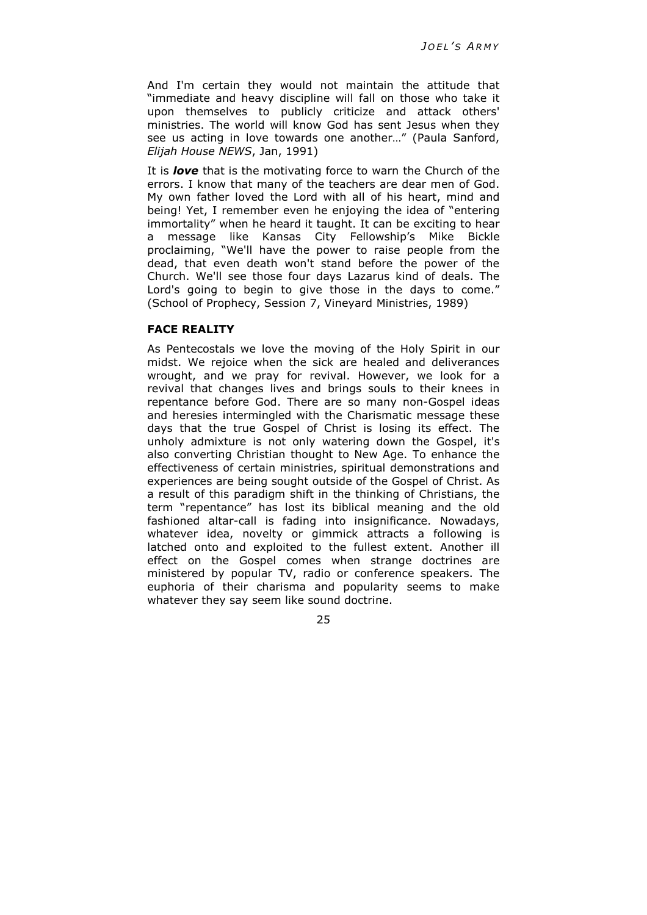And I'm certain they would not maintain the attitude that "immediate and heavy discipline will fall on those who take it upon themselves to publicly criticize and attack others' ministries. The world will know God has sent Jesus when they see us acting in love towards one another…" (Paula Sanford, *Elijah House NEWS*, Jan, 1991)

It is ***love*** that is the motivating force to warn the Church of the errors. I know that many of the teachers are dear men of God. My own father loved the Lord with all of his heart, mind and being! Yet, I remember even he enjoying the idea of "entering immortality" when he heard it taught. It can be exciting to hear a message like Kansas City Fellowship's Mike Bickle proclaiming, "We'll have the power to raise people from the dead, that even death won't stand before the power of the Church. We'll see those four days Lazarus kind of deals. The Lord's going to begin to give those in the days to come." (School of Prophecy, Session 7, Vineyard Ministries, 1989)

## FACE REALITY

As Pentecostals we love the moving of the Holy Spirit in our midst. We rejoice when the sick are healed and deliverances wrought, and we pray for revival. However, we look for a revival that changes lives and brings souls to their knees in repentance before God. There are so many non-Gospel ideas and heresies intermingled with the Charismatic message these days that the true Gospel of Christ is losing its effect. The unholy admixture is not only watering down the Gospel, it's also converting Christian thought to New Age. To enhance the effectiveness of certain ministries, spiritual demonstrations and experiences are being sought outside of the Gospel of Christ. As a result of this paradigm shift in the thinking of Christians, the term "repentance" has lost its biblical meaning and the old fashioned altar-call is fading into insignificance. Nowadays, whatever idea, novelty or gimmick attracts a following is latched onto and exploited to the fullest extent. Another ill effect on the Gospel comes when strange doctrines are ministered by popular TV, radio or conference speakers. The euphoria of their charisma and popularity seems to make whatever they say seem like sound doctrine.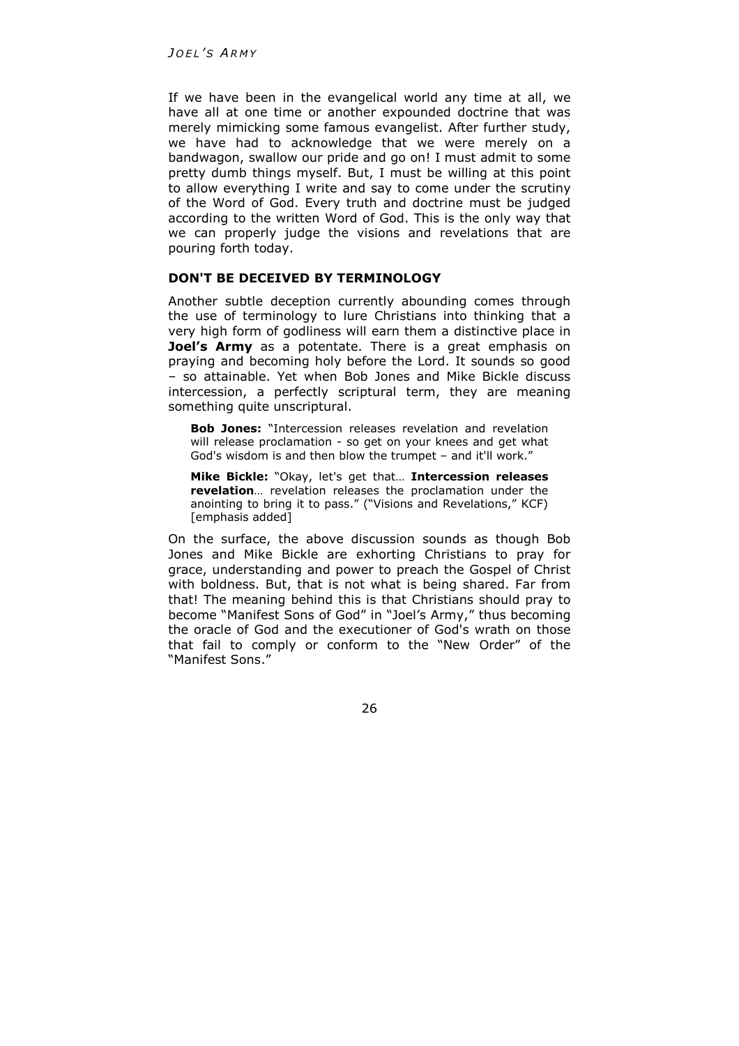If we have been in the evangelical world any time at all, we have all at one time or another expounded doctrine that was merely mimicking some famous evangelist. After further study, we have had to acknowledge that we were merely on a bandwagon, swallow our pride and go on! I must admit to some pretty dumb things myself. But, I must be willing at this point to allow everything I write and say to come under the scrutiny of the Word of God. Every truth and doctrine must be judged according to the written Word of God. This is the only way that we can properly judge the visions and revelations that are pouring forth today.

### DON'T BE DECEIVED BY TERMINOLOGY

Another subtle deception currently abounding comes through the use of terminology to lure Christians into thinking that a very high form of godliness will earn them a distinctive place in **Joel's Army** as a potentate. There is a great emphasis on praying and becoming holy before the Lord. It sounds so good – so attainable. Yet when Bob Jones and Mike Bickle discuss intercession, a perfectly scriptural term, they are meaning something quite unscriptural.

> **Bob Jones:** "Intercession releases revelation and revelation will release proclamation - so get on your knees and get what God's wisdom is and then blow the trumpet – and it'll work."
>
> **Mike Bickle:** "Okay, let's get that… **Intercession releases revelation**… revelation releases the proclamation under the anointing to bring it to pass." ("Visions and Revelations," KCF) [emphasis added]

On the surface, the above discussion sounds as though Bob Jones and Mike Bickle are exhorting Christians to pray for grace, understanding and power to preach the Gospel of Christ with boldness. But, that is not what is being shared. Far from that! The meaning behind this is that Christians should pray to become "Manifest Sons of God" in "Joel's Army," thus becoming the oracle of God and the executioner of God's wrath on those that fail to comply or conform to the "New Order" of the "Manifest Sons."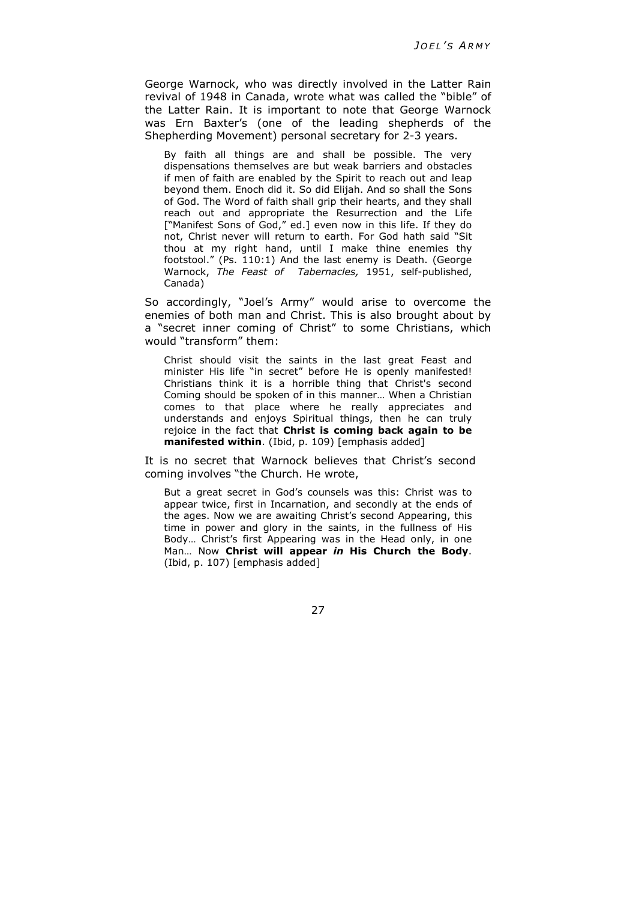George Warnock, who was directly involved in the Latter Rain revival of 1948 in Canada, wrote what was called the "bible" of the Latter Rain. It is important to note that George Warnock was Ern Baxter's (one of the leading shepherds of the Shepherding Movement) personal secretary for 2-3 years.

> By faith all things are and shall be possible. The very dispensations themselves are but weak barriers and obstacles if men of faith are enabled by the Spirit to reach out and leap beyond them. Enoch did it. So did Elijah. And so shall the Sons of God. The Word of faith shall grip their hearts, and they shall reach out and appropriate the Resurrection and the Life ["Manifest Sons of God," ed.] even now in this life. If they do not, Christ never will return to earth. For God hath said "Sit thou at my right hand, until I make thine enemies thy footstool." (Ps. 110:1) And the last enemy is Death. (George Warnock, *The Feast of Tabernacles,* 1951, self-published, Canada)

So accordingly, "Joel's Army" would arise to overcome the enemies of both man and Christ. This is also brought about by a "secret inner coming of Christ" to some Christians, which would "transform" them:

> Christ should visit the saints in the last great Feast and minister His life "in secret" before He is openly manifested! Christians think it is a horrible thing that Christ's second Coming should be spoken of in this manner… When a Christian comes to that place where he really appreciates and understands and enjoys Spiritual things, then he can truly rejoice in the fact that **Christ is coming back again to be manifested within**. (Ibid, p. 109) [emphasis added]

It is no secret that Warnock believes that Christ's second coming involves "the Church. He wrote,

> But a great secret in God's counsels was this: Christ was to appear twice, first in Incarnation, and secondly at the ends of the ages. Now we are awaiting Christ's second Appearing, this time in power and glory in the saints, in the fullness of His Body… Christ's first Appearing was in the Head only, in one Man… Now **Christ will appear *in* His Church the Body**. (Ibid, p. 107) [emphasis added]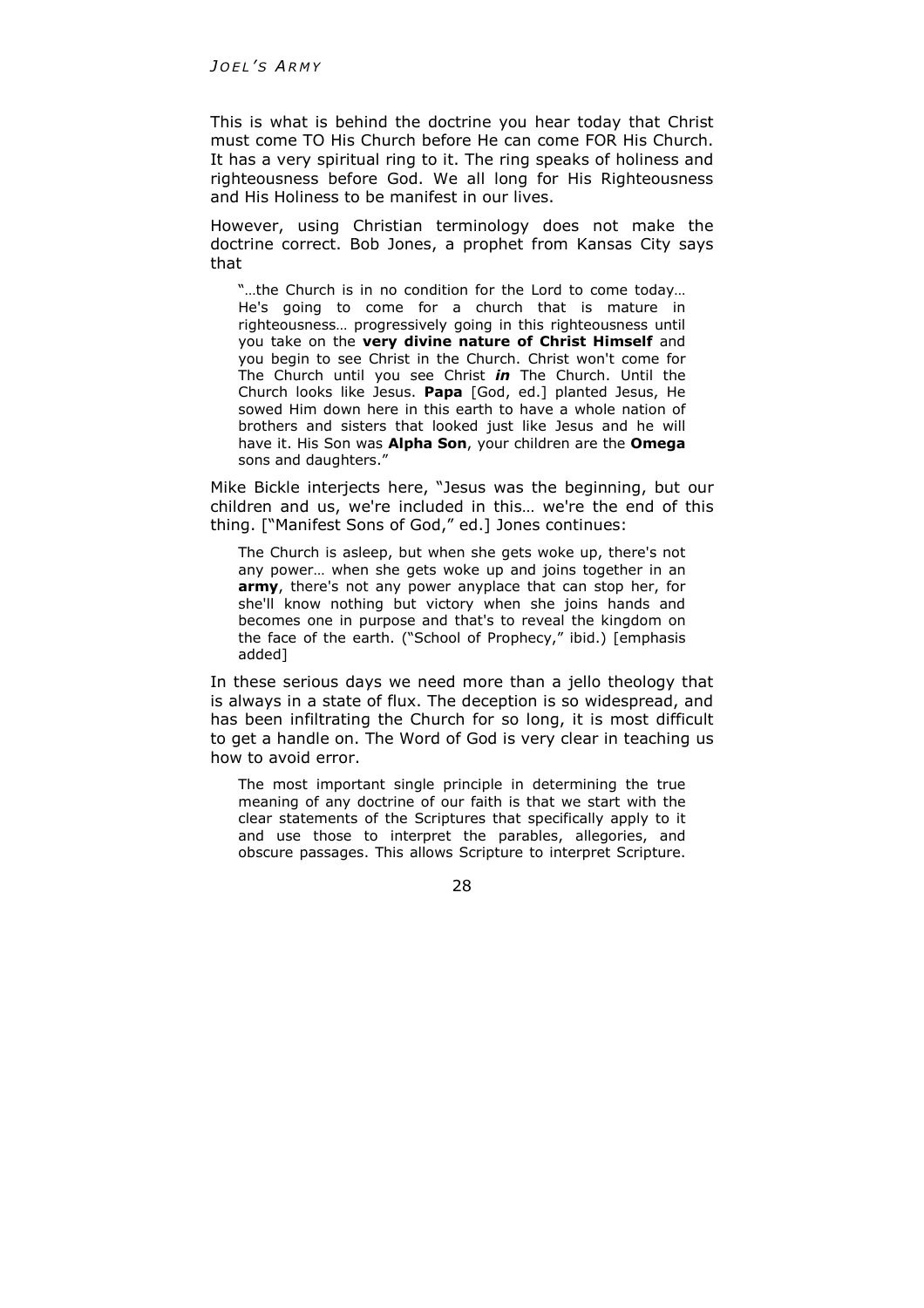This is what is behind the doctrine you hear today that Christ must come TO His Church before He can come FOR His Church. It has a very spiritual ring to it. The ring speaks of holiness and righteousness before God. We all long for His Righteousness and His Holiness to be manifest in our lives.

However, using Christian terminology does not make the doctrine correct. Bob Jones, a prophet from Kansas City says that

> "…the Church is in no condition for the Lord to come today… He's going to come for a church that is mature in righteousness… progressively going in this righteousness until you take on the **very divine nature of Christ Himself** and you begin to see Christ in the Church. Christ won't come for The Church until you see Christ ***in*** The Church. Until the Church looks like Jesus. **Papa** [God, ed.] planted Jesus, He sowed Him down here in this earth to have a whole nation of brothers and sisters that looked just like Jesus and he will have it. His Son was **Alpha Son**, your children are the **Omega** sons and daughters."

Mike Bickle interjects here, "Jesus was the beginning, but our children and us, we're included in this… we're the end of this thing. ["Manifest Sons of God," ed.] Jones continues:

> The Church is asleep, but when she gets woke up, there's not any power… when she gets woke up and joins together in an **army**, there's not any power anyplace that can stop her, for she'll know nothing but victory when she joins hands and becomes one in purpose and that's to reveal the kingdom on the face of the earth. ("School of Prophecy," ibid.) [emphasis added]

In these serious days we need more than a jello theology that is always in a state of flux. The deception is so widespread, and has been infiltrating the Church for so long, it is most difficult to get a handle on. The Word of God is very clear in teaching us how to avoid error.

> The most important single principle in determining the true meaning of any doctrine of our faith is that we start with the clear statements of the Scriptures that specifically apply to it and use those to interpret the parables, allegories, and obscure passages. This allows Scripture to interpret Scripture.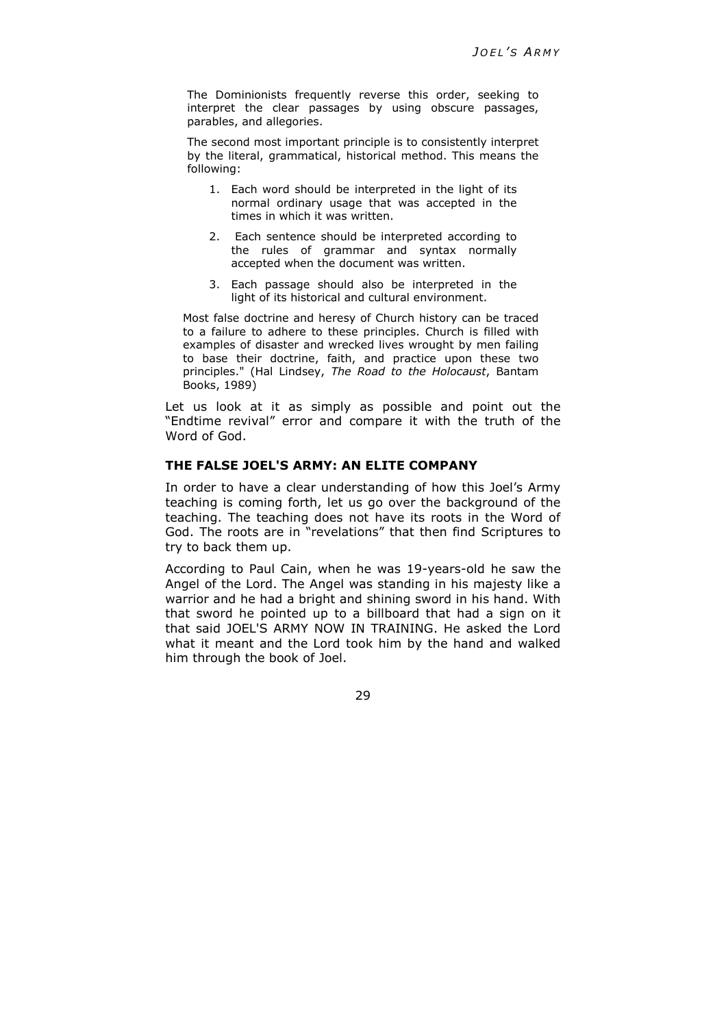> The Dominionists frequently reverse this order, seeking to interpret the clear passages by using obscure passages, parables, and allegories.
>
> The second most important principle is to consistently interpret by the literal, grammatical, historical method. This means the following:
>
> 1. Each word should be interpreted in the light of its normal ordinary usage that was accepted in the times in which it was written.
> 2. Each sentence should be interpreted according to the rules of grammar and syntax normally accepted when the document was written.
> 3. Each passage should also be interpreted in the light of its historical and cultural environment.
>
> Most false doctrine and heresy of Church history can be traced to a failure to adhere to these principles. Church is filled with examples of disaster and wrecked lives wrought by men failing to base their doctrine, faith, and practice upon these two principles." (Hal Lindsey, *The Road to the Holocaust*, Bantam Books, 1989)

Let us look at it as simply as possible and point out the "Endtime revival" error and compare it with the truth of the Word of God.

### THE FALSE JOEL'S ARMY: AN ELITE COMPANY

In order to have a clear understanding of how this Joel's Army teaching is coming forth, let us go over the background of the teaching. The teaching does not have its roots in the Word of God. The roots are in "revelations" that then find Scriptures to try to back them up.

According to Paul Cain, when he was 19-years-old he saw the Angel of the Lord. The Angel was standing in his majesty like a warrior and he had a bright and shining sword in his hand. With that sword he pointed up to a billboard that had a sign on it that said JOEL'S ARMY NOW IN TRAINING. He asked the Lord what it meant and the Lord took him by the hand and walked him through the book of Joel.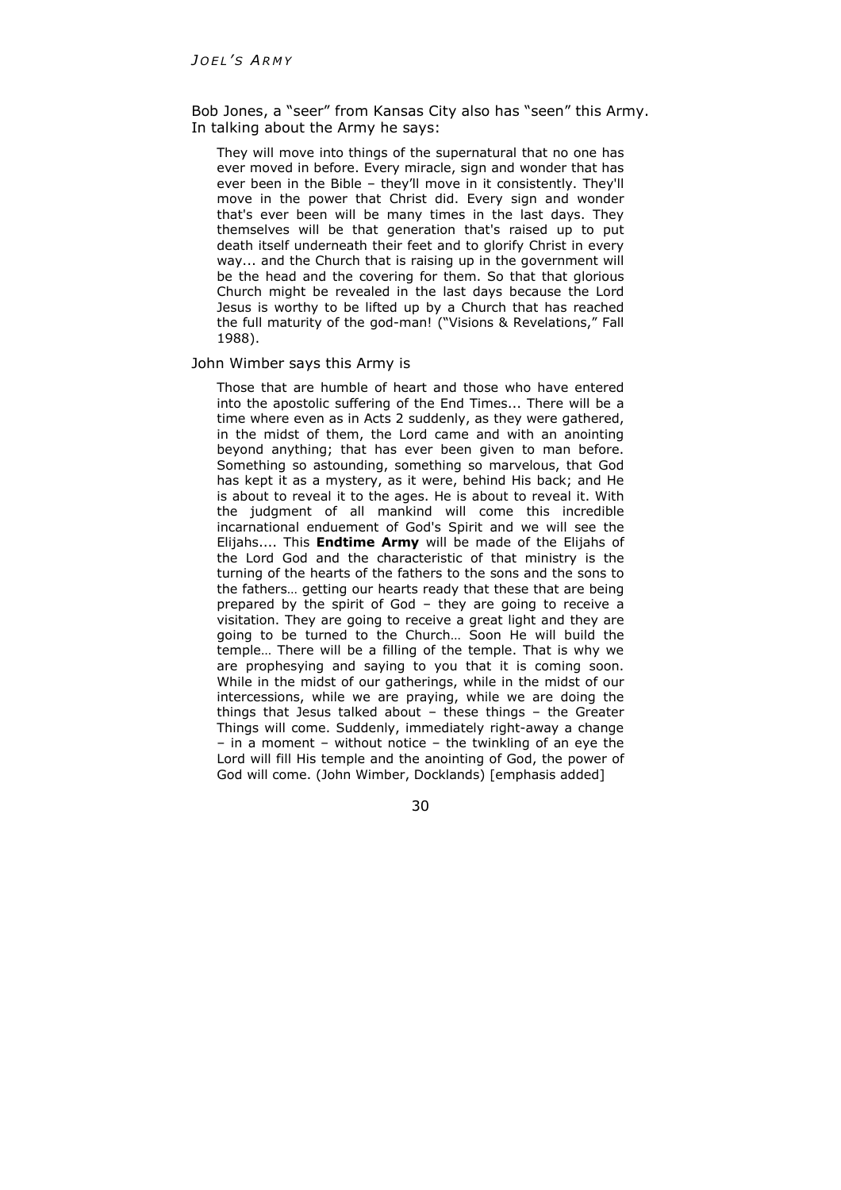Bob Jones, a "seer" from Kansas City also has "seen" this Army. In talking about the Army he says:

> They will move into things of the supernatural that no one has ever moved in before. Every miracle, sign and wonder that has ever been in the Bible – they'll move in it consistently. They'll move in the power that Christ did. Every sign and wonder that's ever been will be many times in the last days. They themselves will be that generation that's raised up to put death itself underneath their feet and to glorify Christ in every way... and the Church that is raising up in the government will be the head and the covering for them. So that that glorious Church might be revealed in the last days because the Lord Jesus is worthy to be lifted up by a Church that has reached the full maturity of the god-man! ("Visions & Revelations," Fall 1988).

John Wimber says this Army is

> Those that are humble of heart and those who have entered into the apostolic suffering of the End Times... There will be a time where even as in Acts 2 suddenly, as they were gathered, in the midst of them, the Lord came and with an anointing beyond anything; that has ever been given to man before. Something so astounding, something so marvelous, that God has kept it as a mystery, as it were, behind His back; and He is about to reveal it to the ages. He is about to reveal it. With the judgment of all mankind will come this incredible incarnational enduement of God's Spirit and we will see the Elijahs.... This **Endtime Army** will be made of the Elijahs of the Lord God and the characteristic of that ministry is the turning of the hearts of the fathers to the sons and the sons to the fathers… getting our hearts ready that these that are being prepared by the spirit of God – they are going to receive a visitation. They are going to receive a great light and they are going to be turned to the Church… Soon He will build the temple… There will be a filling of the temple. That is why we are prophesying and saying to you that it is coming soon. While in the midst of our gatherings, while in the midst of our intercessions, while we are praying, while we are doing the things that Jesus talked about – these things – the Greater Things will come. Suddenly, immediately right-away a change – in a moment – without notice – the twinkling of an eye the Lord will fill His temple and the anointing of God, the power of God will come. (John Wimber, Docklands) [emphasis added]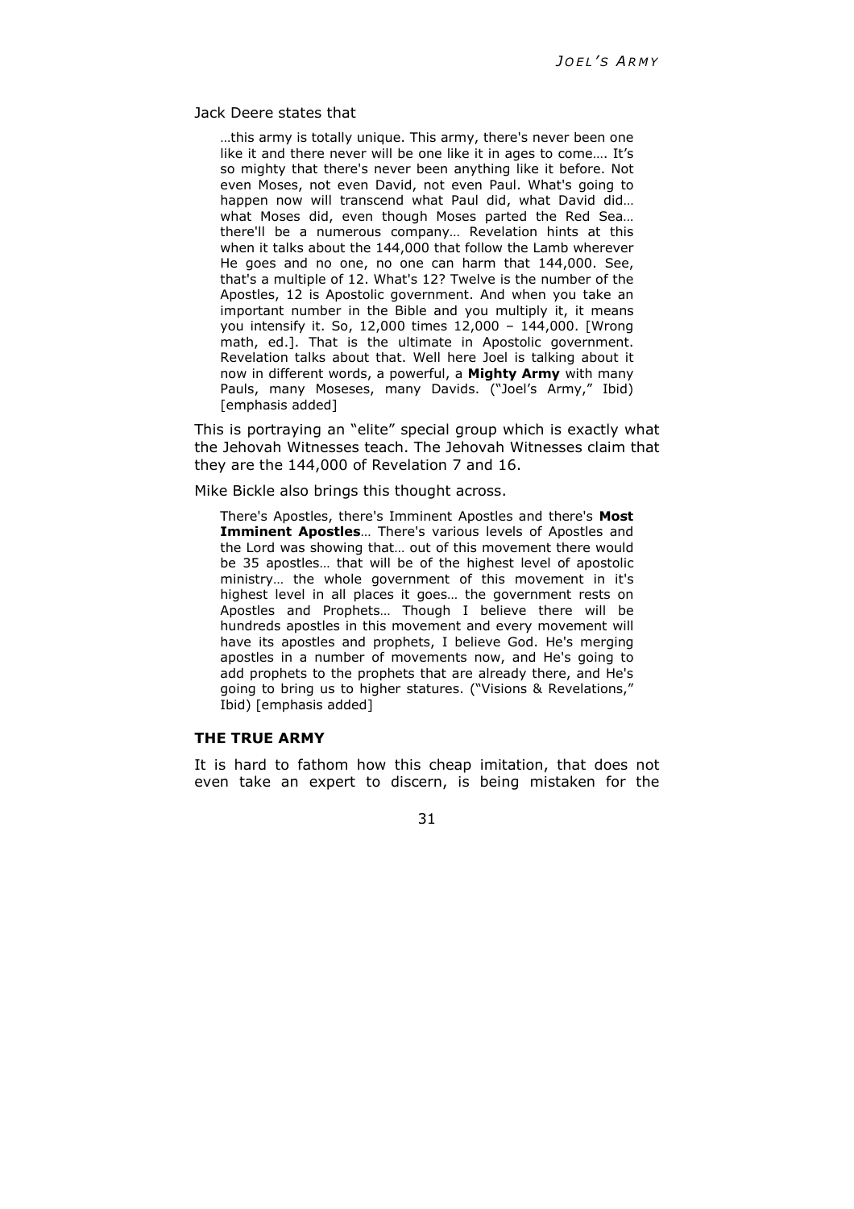Jack Deere states that

> …this army is totally unique. This army, there's never been one like it and there never will be one like it in ages to come…. It's so mighty that there's never been anything like it before. Not even Moses, not even David, not even Paul. What's going to happen now will transcend what Paul did, what David did… what Moses did, even though Moses parted the Red Sea… there'll be a numerous company… Revelation hints at this when it talks about the 144,000 that follow the Lamb wherever He goes and no one, no one can harm that 144,000. See, that's a multiple of 12. What's 12? Twelve is the number of the Apostles, 12 is Apostolic government. And when you take an important number in the Bible and you multiply it, it means you intensify it. So, 12,000 times 12,000 – 144,000. [Wrong math, ed.]. That is the ultimate in Apostolic government. Revelation talks about that. Well here Joel is talking about it now in different words, a powerful, a **Mighty Army** with many Pauls, many Moseses, many Davids. ("Joel's Army," Ibid) [emphasis added]

This is portraying an "elite" special group which is exactly what the Jehovah Witnesses teach. The Jehovah Witnesses claim that they are the 144,000 of Revelation 7 and 16.

Mike Bickle also brings this thought across.

> There's Apostles, there's Imminent Apostles and there's **Most Imminent Apostles**… There's various levels of Apostles and the Lord was showing that… out of this movement there would be 35 apostles… that will be of the highest level of apostolic ministry… the whole government of this movement in it's highest level in all places it goes… the government rests on Apostles and Prophets… Though I believe there will be hundreds apostles in this movement and every movement will have its apostles and prophets, I believe God. He's merging apostles in a number of movements now, and He's going to add prophets to the prophets that are already there, and He's going to bring us to higher statures. ("Visions & Revelations," Ibid) [emphasis added]

### THE TRUE ARMY

It is hard to fathom how this cheap imitation, that does not even take an expert to discern, is being mistaken for the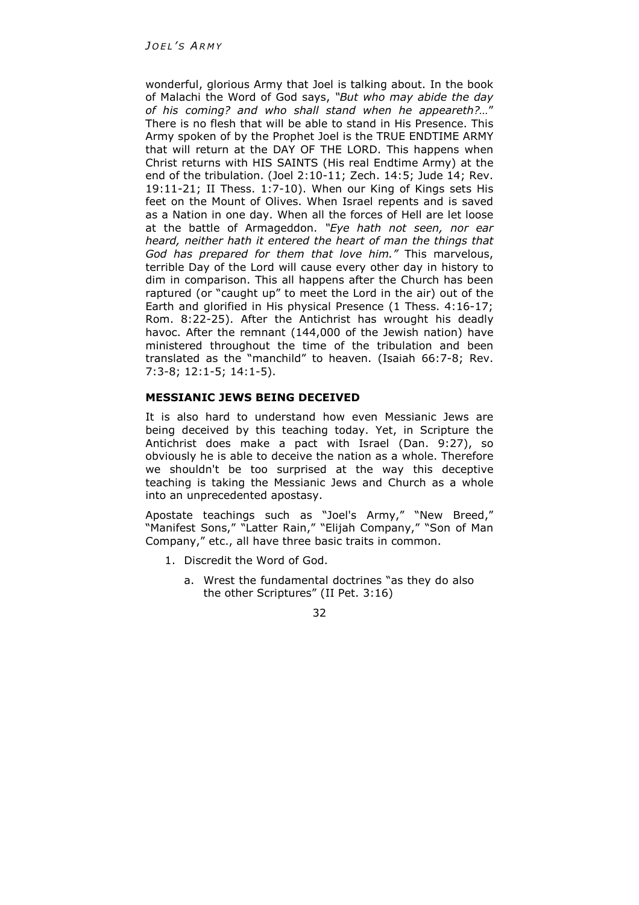wonderful, glorious Army that Joel is talking about. In the book of Malachi the Word of God says, *"But who may abide the day of his coming? and who shall stand when he appeareth?…"* There is no flesh that will be able to stand in His Presence. This Army spoken of by the Prophet Joel is the TRUE ENDTIME ARMY that will return at the DAY OF THE LORD. This happens when Christ returns with HIS SAINTS (His real Endtime Army) at the end of the tribulation. (Joel 2:10-11; Zech. 14:5; Jude 14; Rev. 19:11-21; II Thess. 1:7-10). When our King of Kings sets His feet on the Mount of Olives. When Israel repents and is saved as a Nation in one day. When all the forces of Hell are let loose at the battle of Armageddon. *"Eye hath not seen, nor ear heard, neither hath it entered the heart of man the things that God has prepared for them that love him."* This marvelous, terrible Day of the Lord will cause every other day in history to dim in comparison. This all happens after the Church has been raptured (or "caught up" to meet the Lord in the air) out of the Earth and glorified in His physical Presence (1 Thess. 4:16-17; Rom. 8:22-25). After the Antichrist has wrought his deadly havoc. After the remnant (144,000 of the Jewish nation) have ministered throughout the time of the tribulation and been translated as the "manchild" to heaven. (Isaiah 66:7-8; Rev. 7:3-8; 12:1-5; 14:1-5).

### MESSIANIC JEWS BEING DECEIVED

It is also hard to understand how even Messianic Jews are being deceived by this teaching today. Yet, in Scripture the Antichrist does make a pact with Israel (Dan. 9:27), so obviously he is able to deceive the nation as a whole. Therefore we shouldn't be too surprised at the way this deceptive teaching is taking the Messianic Jews and Church as a whole into an unprecedented apostasy.

Apostate teachings such as "Joel's Army," "New Breed," "Manifest Sons," "Latter Rain," "Elijah Company," "Son of Man Company," etc., all have three basic traits in common.

1. Discredit the Word of God.
   a. Wrest the fundamental doctrines "as they do also the other Scriptures" (II Pet. 3:16)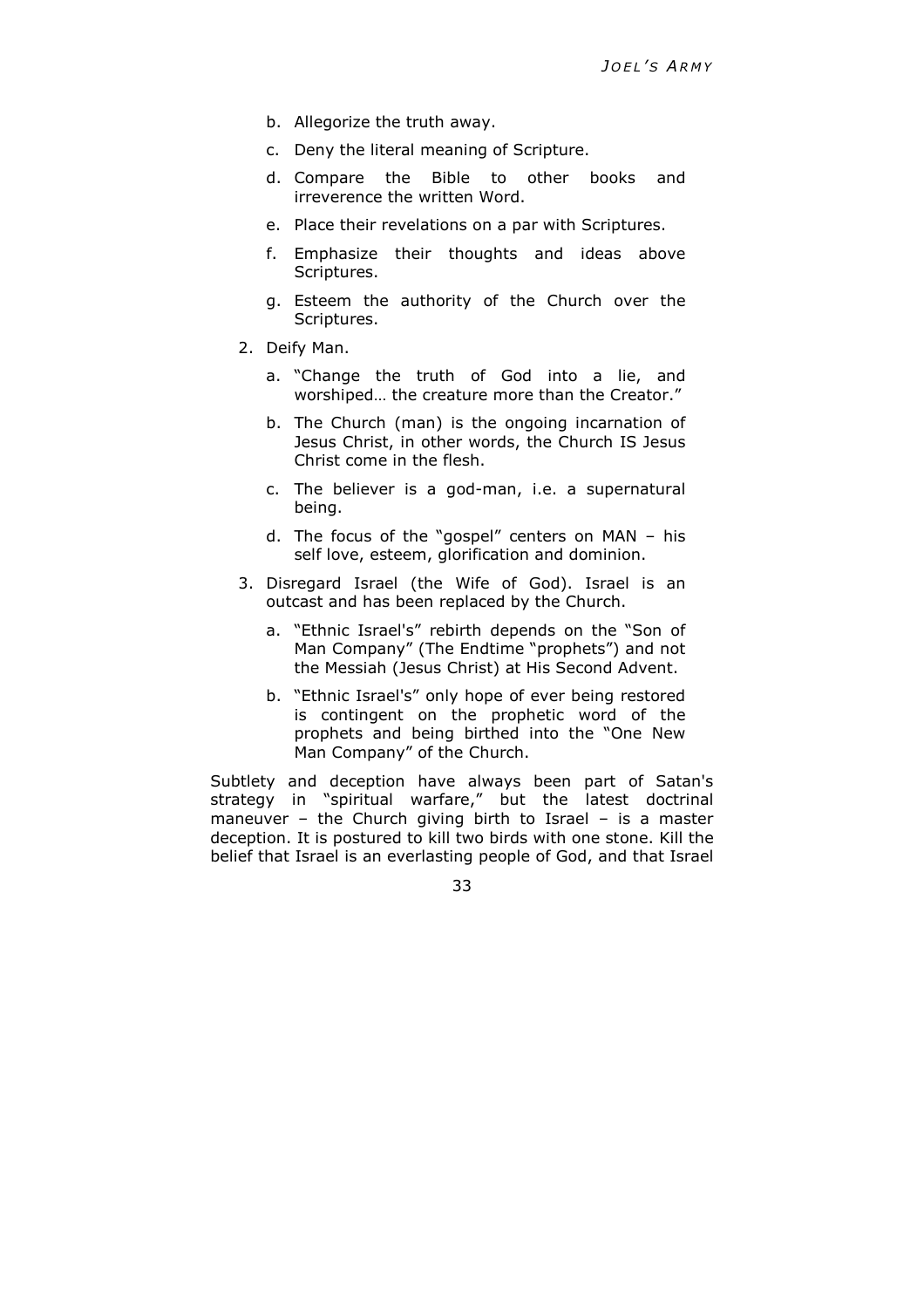b. Allegorize the truth away.

   c. Deny the literal meaning of Scripture.

   d. Compare the Bible to other books and irreverence the written Word.

   e. Place their revelations on a par with Scriptures.

   f. Emphasize their thoughts and ideas above Scriptures.

   g. Esteem the authority of the Church over the Scriptures.

2. Deify Man.

   a. "Change the truth of God into a lie, and worshiped… the creature more than the Creator."

   b. The Church (man) is the ongoing incarnation of Jesus Christ, in other words, the Church IS Jesus Christ come in the flesh.

   c. The believer is a god-man, i.e. a supernatural being.

   d. The focus of the "gospel" centers on MAN – his self love, esteem, glorification and dominion.

3. Disregard Israel (the Wife of God). Israel is an outcast and has been replaced by the Church.

   a. "Ethnic Israel's" rebirth depends on the "Son of Man Company" (The Endtime "prophets") and not the Messiah (Jesus Christ) at His Second Advent.

   b. "Ethnic Israel's" only hope of ever being restored is contingent on the prophetic word of the prophets and being birthed into the "One New Man Company" of the Church.

Subtlety and deception have always been part of Satan's strategy in "spiritual warfare," but the latest doctrinal maneuver – the Church giving birth to Israel – is a master deception. It is postured to kill two birds with one stone. Kill the belief that Israel is an everlasting people of God, and that Israel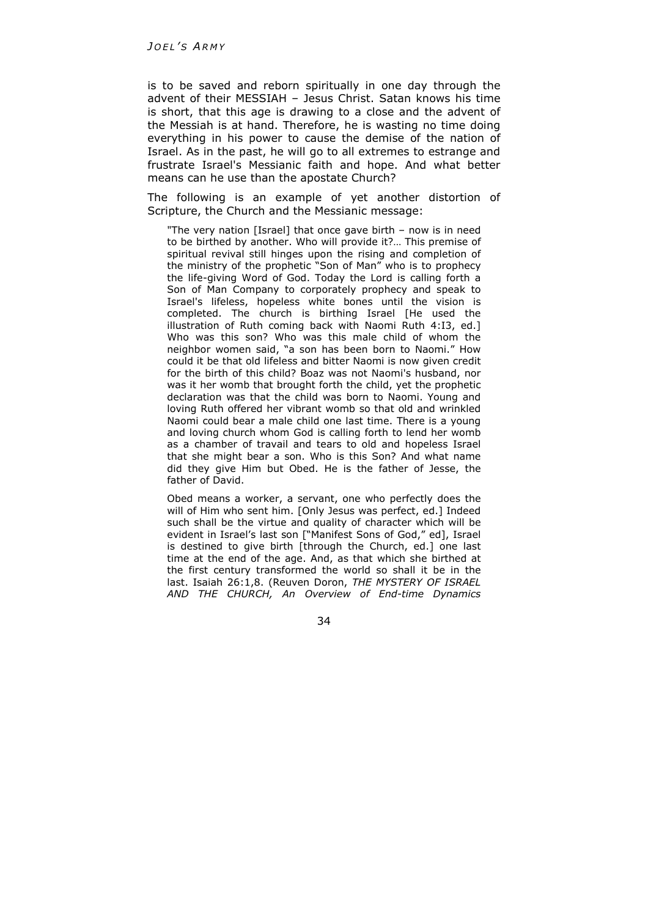is to be saved and reborn spiritually in one day through the advent of their MESSIAH – Jesus Christ. Satan knows his time is short, that this age is drawing to a close and the advent of the Messiah is at hand. Therefore, he is wasting no time doing everything in his power to cause the demise of the nation of Israel. As in the past, he will go to all extremes to estrange and frustrate Israel's Messianic faith and hope. And what better means can he use than the apostate Church?

The following is an example of yet another distortion of Scripture, the Church and the Messianic message:

> "The very nation [Israel] that once gave birth – now is in need to be birthed by another. Who will provide it?… This premise of spiritual revival still hinges upon the rising and completion of the ministry of the prophetic "Son of Man" who is to prophecy the life-giving Word of God. Today the Lord is calling forth a Son of Man Company to corporately prophecy and speak to Israel's lifeless, hopeless white bones until the vision is completed. The church is birthing Israel [He used the illustration of Ruth coming back with Naomi Ruth 4:I3, ed.] Who was this son? Who was this male child of whom the neighbor women said, "a son has been born to Naomi." How could it be that old lifeless and bitter Naomi is now given credit for the birth of this child? Boaz was not Naomi's husband, nor was it her womb that brought forth the child, yet the prophetic declaration was that the child was born to Naomi. Young and loving Ruth offered her vibrant womb so that old and wrinkled Naomi could bear a male child one last time. There is a young and loving church whom God is calling forth to lend her womb as a chamber of travail and tears to old and hopeless Israel that she might bear a son. Who is this Son? And what name did they give Him but Obed. He is the father of Jesse, the father of David.
>
> Obed means a worker, a servant, one who perfectly does the will of Him who sent him. [Only Jesus was perfect, ed.] Indeed such shall be the virtue and quality of character which will be evident in Israel's last son ["Manifest Sons of God," ed], Israel is destined to give birth [through the Church, ed.] one last time at the end of the age. And, as that which she birthed at the first century transformed the world so shall it be in the last. Isaiah 26:1,8. (Reuven Doron, *THE MYSTERY OF ISRAEL AND THE CHURCH, An Overview of End-time Dynamics*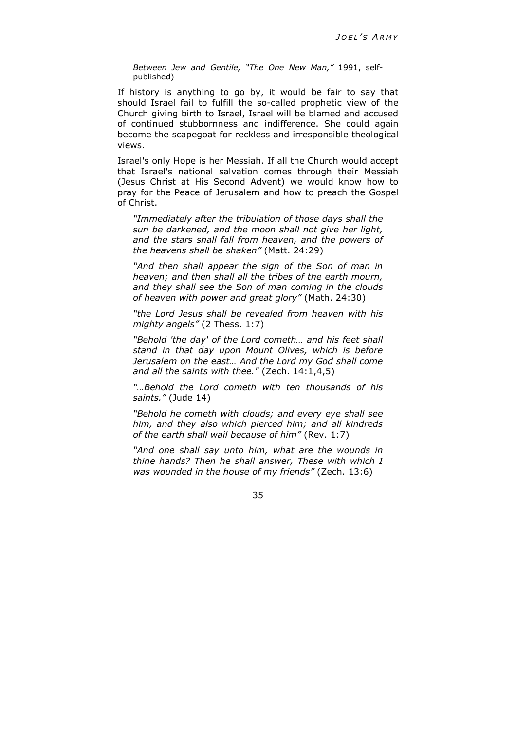*Between Jew and Gentile, "The One New Man,"* 1991, self-published)

If history is anything to go by, it would be fair to say that should Israel fail to fulfill the so-called prophetic view of the Church giving birth to Israel, Israel will be blamed and accused of continued stubbornness and indifference. She could again become the scapegoat for reckless and irresponsible theological views.

Israel's only Hope is her Messiah. If all the Church would accept that Israel's national salvation comes through their Messiah (Jesus Christ at His Second Advent) we would know how to pray for the Peace of Jerusalem and how to preach the Gospel of Christ.

> *"Immediately after the tribulation of those days shall the sun be darkened, and the moon shall not give her light, and the stars shall fall from heaven, and the powers of the heavens shall be shaken"* (Matt. 24:29)
>
> *"And then shall appear the sign of the Son of man in heaven; and then shall all the tribes of the earth mourn, and they shall see the Son of man coming in the clouds of heaven with power and great glory"* (Math. 24:30)
>
> *"the Lord Jesus shall be revealed from heaven with his mighty angels"* (2 Thess. 1:7)
>
> *"Behold 'the day' of the Lord cometh… and his feet shall stand in that day upon Mount Olives, which is before Jerusalem on the east… And the Lord my God shall come and all the saints with thee."* (Zech. 14:1,4,5)
>
> *"…Behold the Lord cometh with ten thousands of his saints."* (Jude 14)
>
> *"Behold he cometh with clouds; and every eye shall see him, and they also which pierced him; and all kindreds of the earth shall wail because of him"* (Rev. 1:7)
>
> *"And one shall say unto him, what are the wounds in thine hands? Then he shall answer, These with which I was wounded in the house of my friends"* (Zech. 13:6)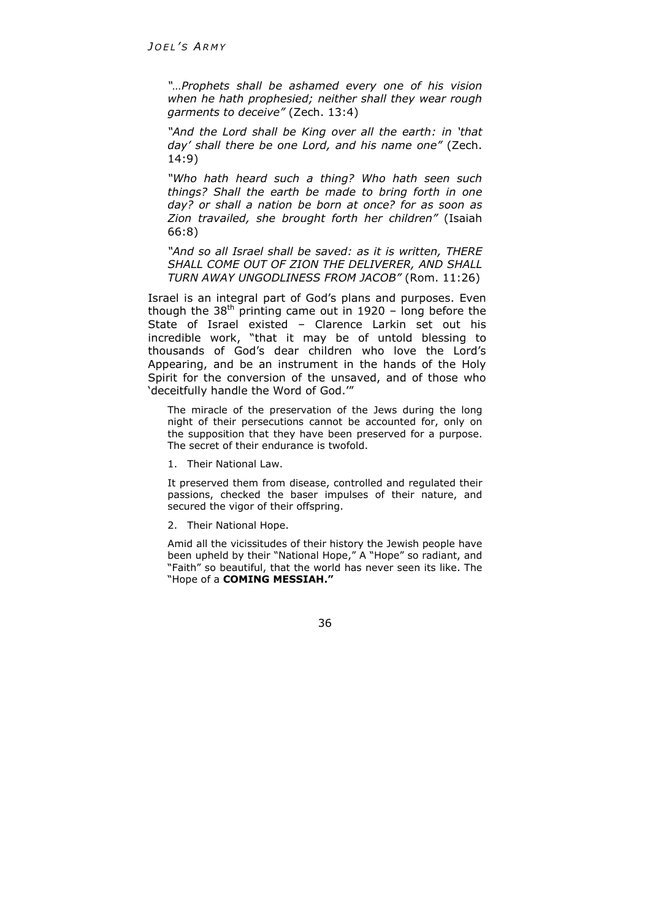*"…Prophets shall be ashamed every one of his vision when he hath prophesied; neither shall they wear rough garments to deceive"* (Zech. 13:4)

*"And the Lord shall be King over all the earth: in 'that day' shall there be one Lord, and his name one"* (Zech. 14:9)

*"Who hath heard such a thing? Who hath seen such things? Shall the earth be made to bring forth in one day? or shall a nation be born at once? for as soon as Zion travailed, she brought forth her children"* (Isaiah 66:8)

*"And so all Israel shall be saved: as it is written, THERE SHALL COME OUT OF ZION THE DELIVERER, AND SHALL TURN AWAY UNGODLINESS FROM JACOB"* (Rom. 11:26)

Israel is an integral part of God's plans and purposes. Even though the 38th printing came out in 1920 – long before the State of Israel existed – Clarence Larkin set out his incredible work, "that it may be of untold blessing to thousands of God's dear children who love the Lord's Appearing, and be an instrument in the hands of the Holy Spirit for the conversion of the unsaved, and of those who 'deceitfully handle the Word of God.'"

> The miracle of the preservation of the Jews during the long night of their persecutions cannot be accounted for, only on the supposition that they have been preserved for a purpose. The secret of their endurance is twofold.
>
> 1. Their National Law.
>
> It preserved them from disease, controlled and regulated their passions, checked the baser impulses of their nature, and secured the vigor of their offspring.
>
> 2. Their National Hope.
>
> Amid all the vicissitudes of their history the Jewish people have been upheld by their "National Hope," A "Hope" so radiant, and "Faith" so beautiful, that the world has never seen its like. The "Hope of a **COMING MESSIAH."**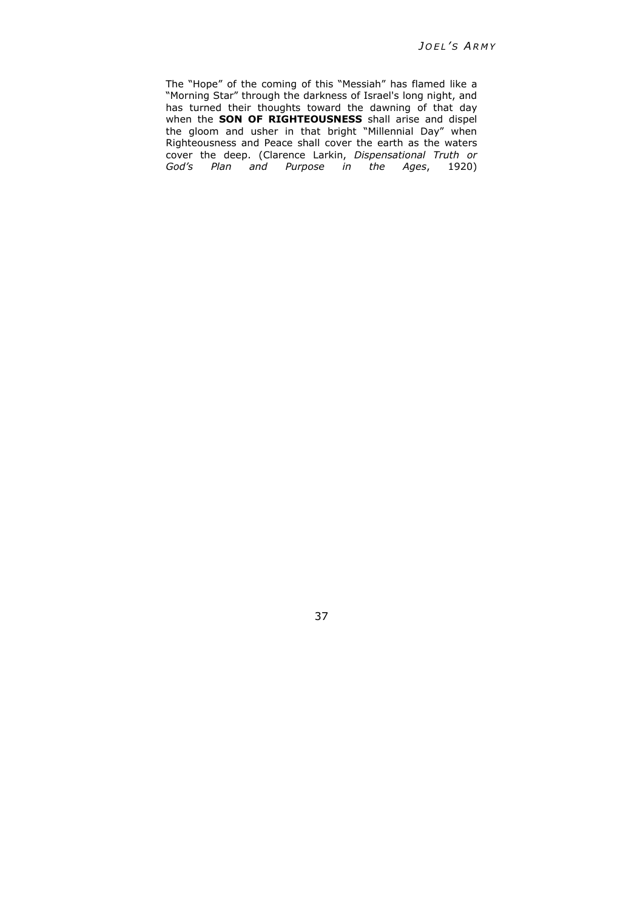The "Hope" of the coming of this "Messiah" has flamed like a "Morning Star" through the darkness of Israel's long night, and has turned their thoughts toward the dawning of that day when the **SON OF RIGHTEOUSNESS** shall arise and dispel the gloom and usher in that bright "Millennial Day" when Righteousness and Peace shall cover the earth as the waters cover the deep. (Clarence Larkin, *Dispensational Truth or God's Plan and Purpose in the Ages*, 1920)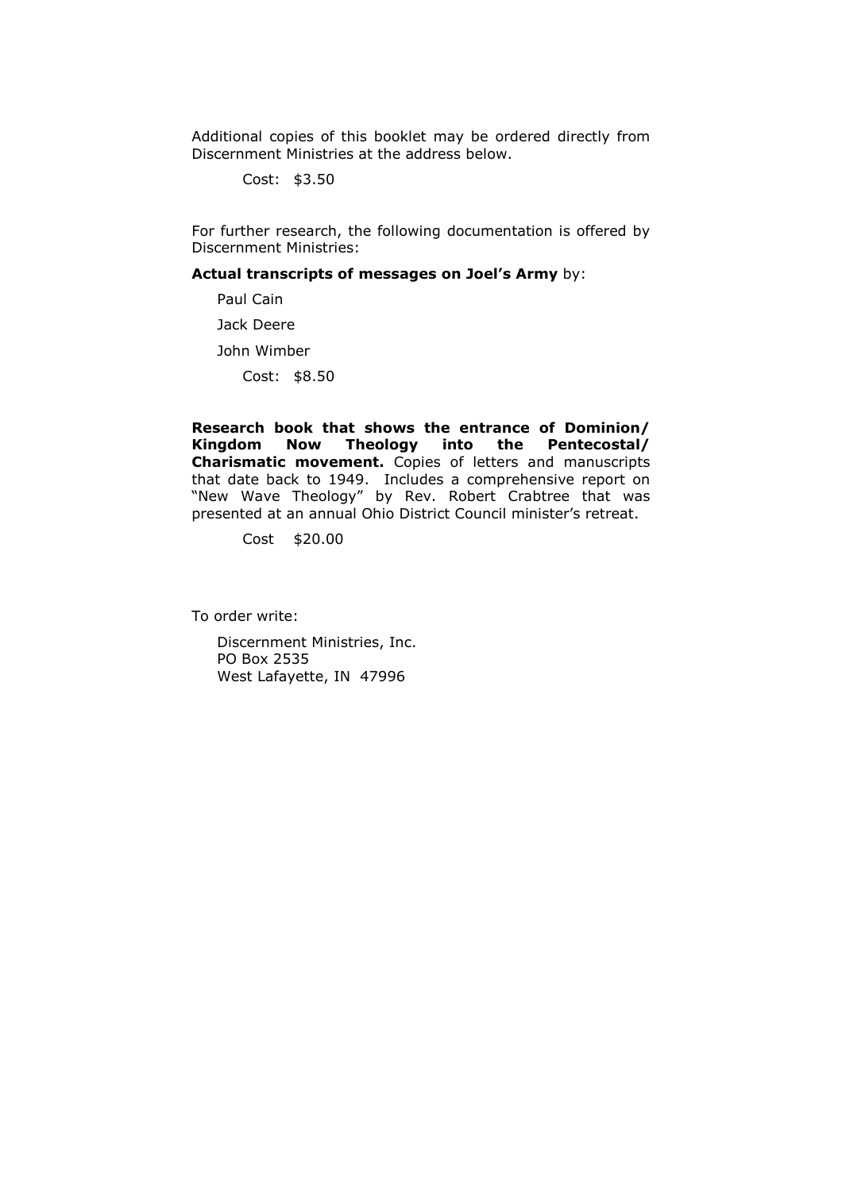Additional copies of this booklet may be ordered directly from Discernment Ministries at the address below.

Cost: $3.50

For further research, the following documentation is offered by Discernment Ministries:

**Actual transcripts of messages on Joel's Army** by:

Paul Cain

Jack Deere

John Wimber

Cost: $8.50

**Research book that shows the entrance of Dominion/ Kingdom Now Theology into the Pentecostal/ Charismatic movement.** Copies of letters and manuscripts that date back to 1949. Includes a comprehensive report on "New Wave Theology" by Rev. Robert Crabtree that was presented at an annual Ohio District Council minister's retreat.

Cost $20.00

To order write:

Discernment Ministries, Inc.
PO Box 2535
West Lafayette, IN 47996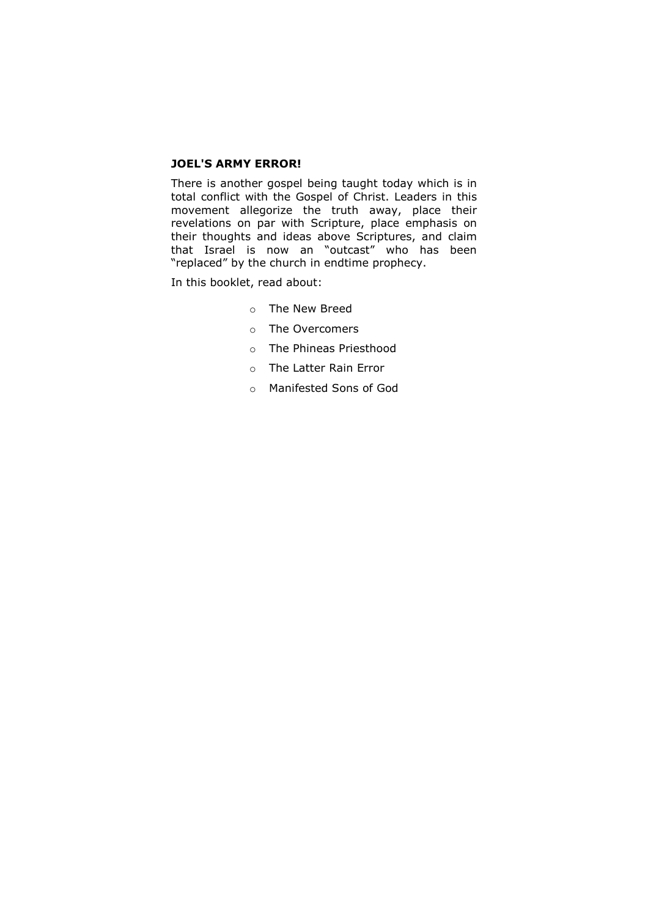**JOEL'S ARMY ERROR!**

There is another gospel being taught today which is in total conflict with the Gospel of Christ. Leaders in this movement allegorize the truth away, place their revelations on par with Scripture, place emphasis on their thoughts and ideas above Scriptures, and claim that Israel is now an "outcast" who has been "replaced" by the church in endtime prophecy.

In this booklet, read about:

- The New Breed
- The Overcomers
- The Phineas Priesthood
- The Latter Rain Error
- Manifested Sons of God